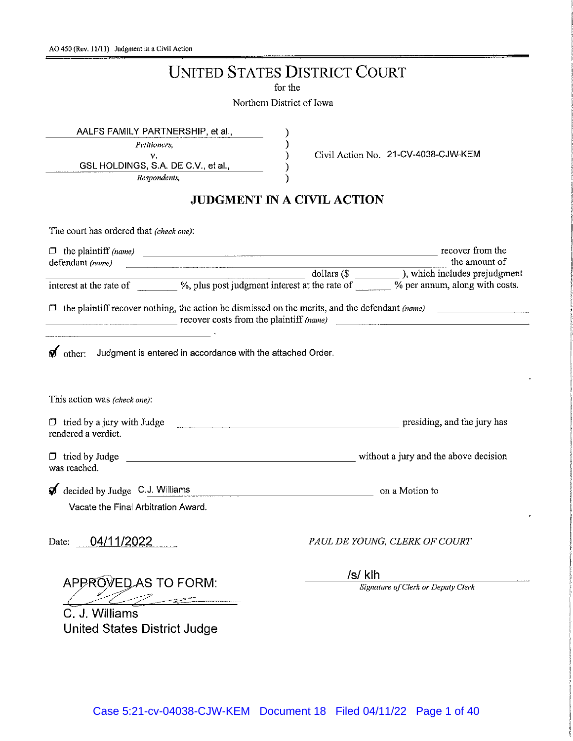AO 450 (Rev. 11/11) Judgment in a Civil Action

# UNITED STATES DISTRICT COURT

for the

Northern District of Iowa

AALFS FAMILY PARTNERSHIP, et al.,
*Petitioners,*
v.
GSL HOLDINGS, S.A. DE C.V., et al.,
*Respondents,*

Civil Action No. 21-CV-4038-CJW-KEM

## JUDGMENT IN A CIVIL ACTION

The court has ordered that *(check one)*:

☐ the plaintiff *(name)* \_\_\_\_\_\_\_\_\_\_ recover from the defendant *(name)* \_\_\_\_\_\_\_\_\_\_ the amount of \_\_\_\_\_\_\_\_\_\_ dollars ($ \_\_\_\_\_\_ ), which includes prejudgment interest at the rate of \_\_\_\_\_\_ %, plus post judgment interest at the rate of \_\_\_\_\_\_ % per annum, along with costs.

☐ the plaintiff recover nothing, the action be dismissed on the merits, and the defendant *(name)* \_\_\_\_\_\_\_\_\_\_ recover costs from the plaintiff *(name)* \_\_\_\_\_\_\_\_\_\_ .

☑ other: Judgment is entered in accordance with the attached Order.

This action was *(check one)*:

☐ tried by a jury with Judge \_\_\_\_\_\_\_\_\_\_ presiding, and the jury has rendered a verdict.

☐ tried by Judge \_\_\_\_\_\_\_\_\_\_ without a jury and the above decision was reached.

☑ decided by Judge C.J. Williams on a Motion to Vacate the Final Arbitration Award.

Date: 04/11/2022

*PAUL DE YOUNG, CLERK OF COURT*

/s/ klh
*Signature of Clerk or Deputy Clerk*

APPROVED AS TO FORM:

C. J. Williams
United States District Judge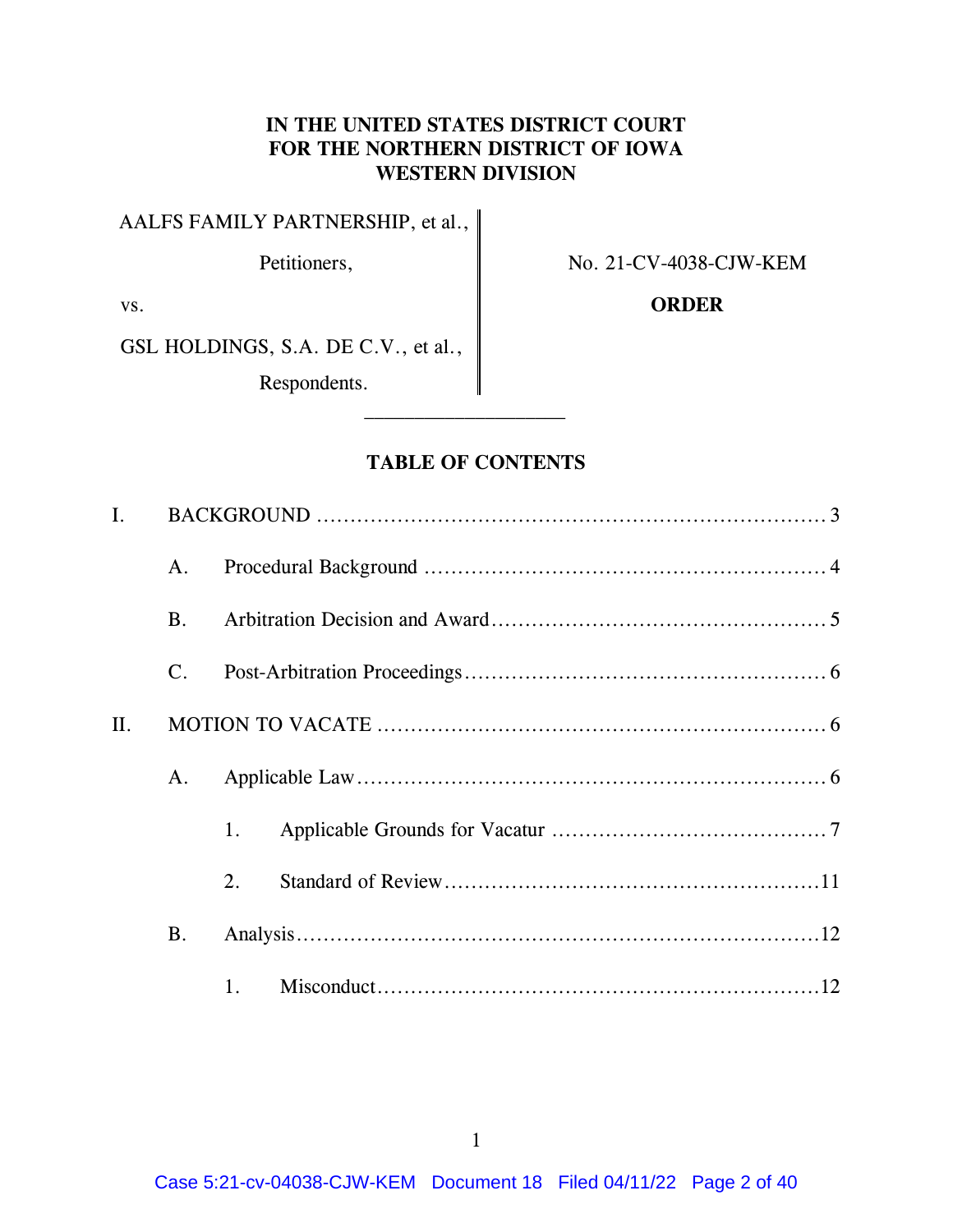**IN THE UNITED STATES DISTRICT COURT**
**FOR THE NORTHERN DISTRICT OF IOWA**
**WESTERN DIVISION**

AALFS FAMILY PARTNERSHIP, et al.,

Petitioners,

vs.

GSL HOLDINGS, S.A. DE C.V., et al.,

Respondents.

No. 21-CV-4038-CJW-KEM

**ORDER**

---

**TABLE OF CONTENTS**

I. BACKGROUND .......... 3

A. Procedural Background .......... 4

B. Arbitration Decision and Award .......... 5

C. Post-Arbitration Proceedings .......... 6

II. MOTION TO VACATE .......... 6

A. Applicable Law .......... 6

1. Applicable Grounds for Vacatur .......... 7

2. Standard of Review .......... 11

B. Analysis .......... 12

1. Misconduct .......... 12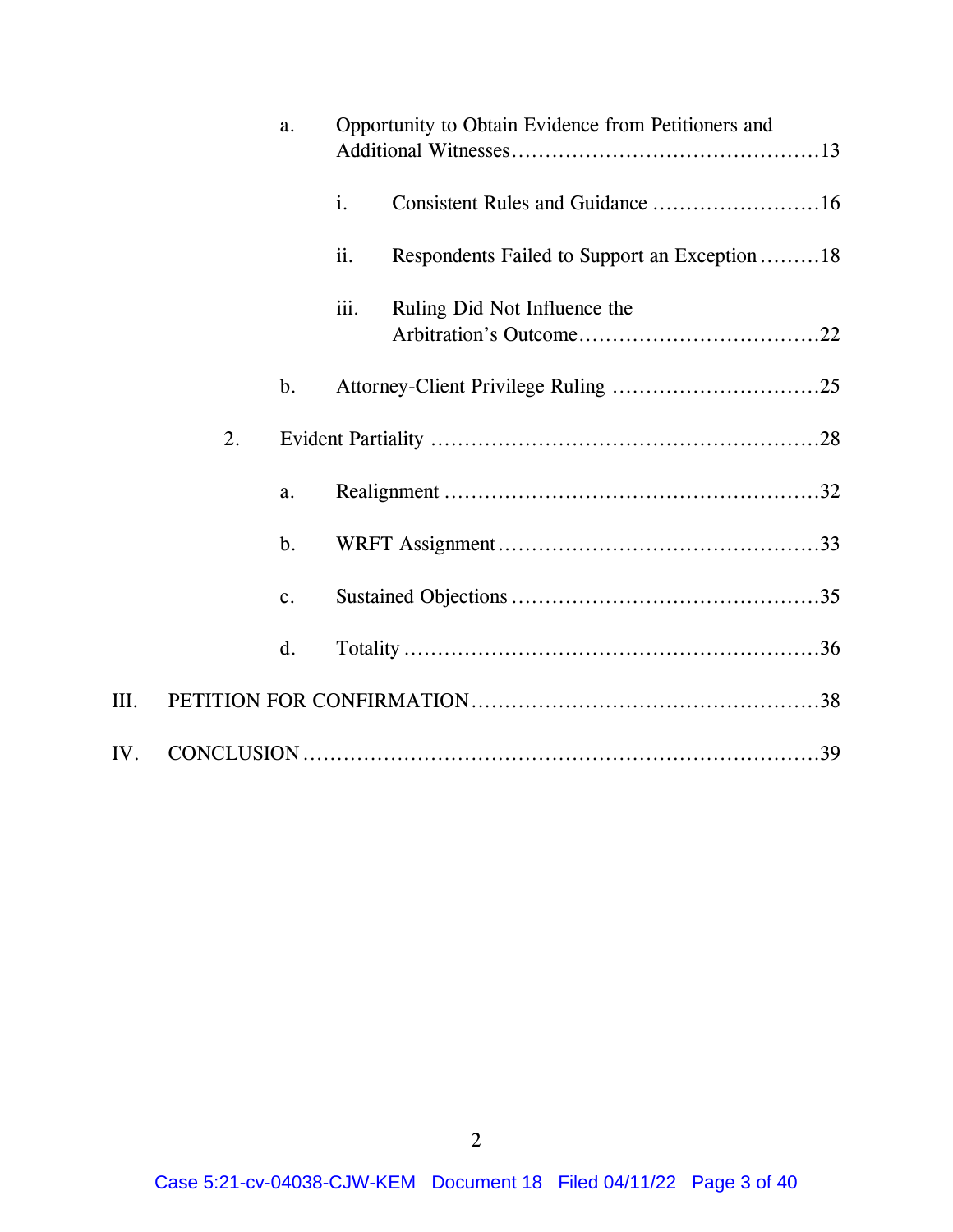a. Opportunity to Obtain Evidence from Petitioners and Additional Witnesses ............................................ 13

i. Consistent Rules and Guidance ......................... 16

ii. Respondents Failed to Support an Exception ......... 18

iii. Ruling Did Not Influence the Arbitration's Outcome .................................. 22

b. Attorney-Client Privilege Ruling ............................... 25

2. Evident Partiality ......................................................... 28

a. Realignment ....................................................... 32

b. WRFT Assignment ................................................ 33

c. Sustained Objections .............................................. 35

d. Totality ............................................................. 36

III. PETITION FOR CONFIRMATION .................................................. 38

IV. CONCLUSION ............................................................................. 39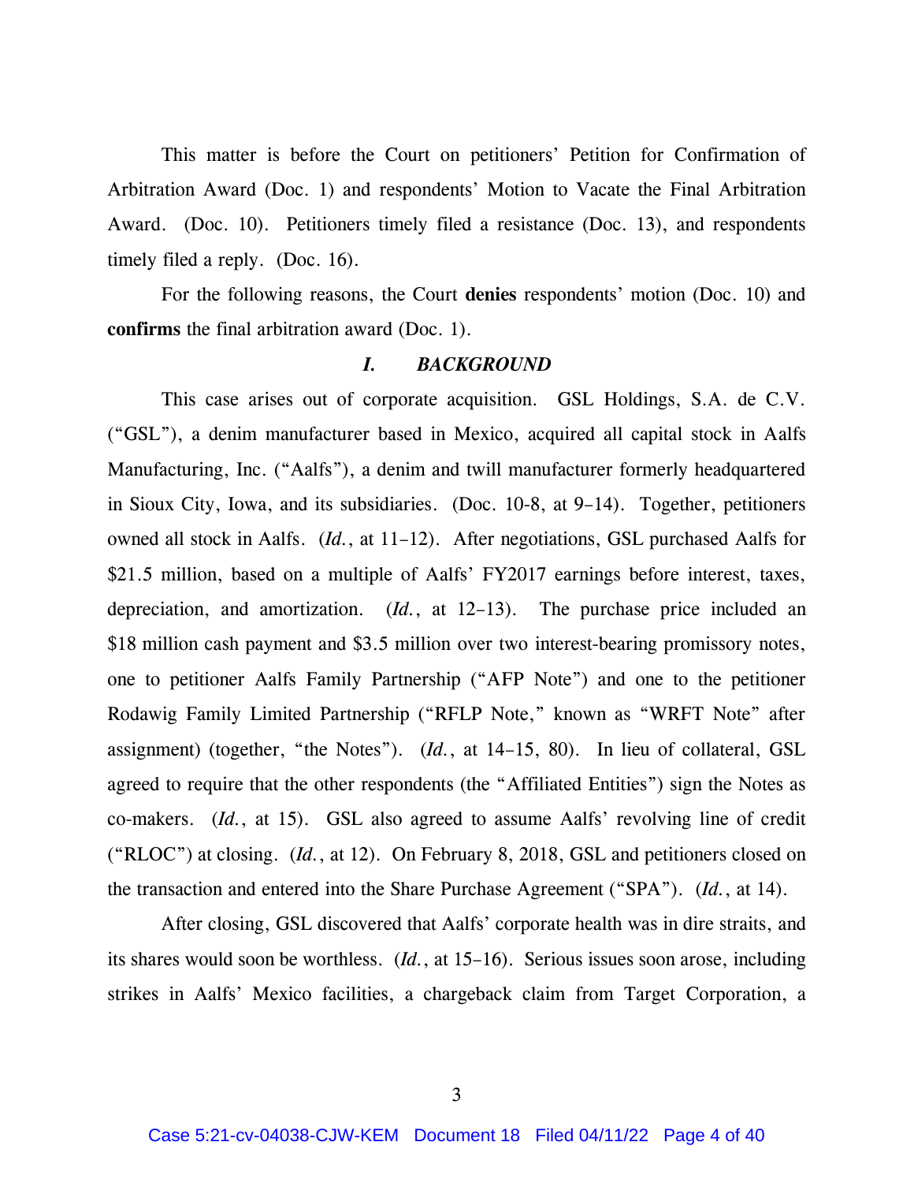This matter is before the Court on petitioners' Petition for Confirmation of Arbitration Award (Doc. 1) and respondents' Motion to Vacate the Final Arbitration Award. (Doc. 10). Petitioners timely filed a resistance (Doc. 13), and respondents timely filed a reply. (Doc. 16).

For the following reasons, the Court **denies** respondents' motion (Doc. 10) and **confirms** the final arbitration award (Doc. 1).

## *I. BACKGROUND*

This case arises out of corporate acquisition. GSL Holdings, S.A. de C.V. ("GSL"), a denim manufacturer based in Mexico, acquired all capital stock in Aalfs Manufacturing, Inc. ("Aalfs"), a denim and twill manufacturer formerly headquartered in Sioux City, Iowa, and its subsidiaries. (Doc. 10-8, at 9–14). Together, petitioners owned all stock in Aalfs. (*Id.*, at 11–12). After negotiations, GSL purchased Aalfs for $21.5 million, based on a multiple of Aalfs' FY2017 earnings before interest, taxes, depreciation, and amortization. (*Id.*, at 12–13). The purchase price included an $18 million cash payment and $3.5 million over two interest-bearing promissory notes, one to petitioner Aalfs Family Partnership ("AFP Note") and one to the petitioner Rodawig Family Limited Partnership ("RFLP Note," known as "WRFT Note" after assignment) (together, "the Notes"). (*Id.*, at 14–15, 80). In lieu of collateral, GSL agreed to require that the other respondents (the "Affiliated Entities") sign the Notes as co-makers. (*Id.*, at 15). GSL also agreed to assume Aalfs' revolving line of credit ("RLOC") at closing. (*Id.*, at 12). On February 8, 2018, GSL and petitioners closed on the transaction and entered into the Share Purchase Agreement ("SPA"). (*Id.*, at 14).

After closing, GSL discovered that Aalfs' corporate health was in dire straits, and its shares would soon be worthless. (*Id.*, at 15–16). Serious issues soon arose, including strikes in Aalfs' Mexico facilities, a chargeback claim from Target Corporation, a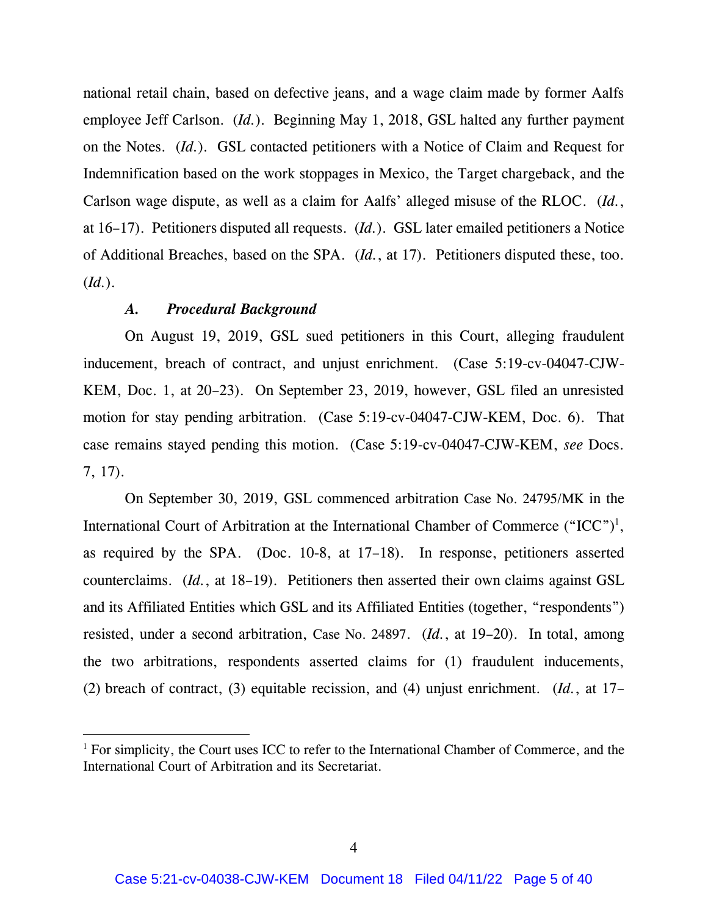national retail chain, based on defective jeans, and a wage claim made by former Aalfs employee Jeff Carlson. (*Id.*). Beginning May 1, 2018, GSL halted any further payment on the Notes. (*Id.*). GSL contacted petitioners with a Notice of Claim and Request for Indemnification based on the work stoppages in Mexico, the Target chargeback, and the Carlson wage dispute, as well as a claim for Aalfs' alleged misuse of the RLOC. (*Id.*, at 16–17). Petitioners disputed all requests. (*Id.*). GSL later emailed petitioners a Notice of Additional Breaches, based on the SPA. (*Id.*, at 17). Petitioners disputed these, too. (*Id.*).

### *A. Procedural Background*

On August 19, 2019, GSL sued petitioners in this Court, alleging fraudulent inducement, breach of contract, and unjust enrichment. (Case 5:19-cv-04047-CJW-KEM, Doc. 1, at 20–23). On September 23, 2019, however, GSL filed an unresisted motion for stay pending arbitration. (Case 5:19-cv-04047-CJW-KEM, Doc. 6). That case remains stayed pending this motion. (Case 5:19-cv-04047-CJW-KEM, *see* Docs. 7, 17).

On September 30, 2019, GSL commenced arbitration Case No. 24795/MK in the International Court of Arbitration at the International Chamber of Commerce ("ICC")[1], as required by the SPA. (Doc. 10-8, at 17–18). In response, petitioners asserted counterclaims. (*Id.*, at 18–19). Petitioners then asserted their own claims against GSL and its Affiliated Entities which GSL and its Affiliated Entities (together, "respondents") resisted, under a second arbitration, Case No. 24897. (*Id.*, at 19–20). In total, among the two arbitrations, respondents asserted claims for (1) fraudulent inducements, (2) breach of contract, (3) equitable recission, and (4) unjust enrichment. (*Id.*, at 17–

[1] For simplicity, the Court uses ICC to refer to the International Chamber of Commerce, and the International Court of Arbitration and its Secretariat.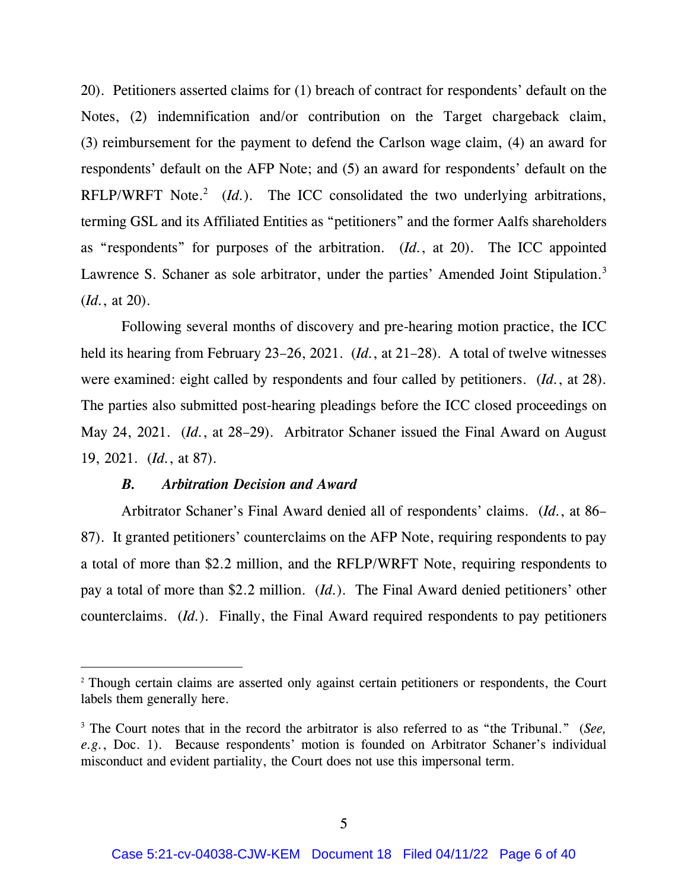20). Petitioners asserted claims for (1) breach of contract for respondents' default on the Notes, (2) indemnification and/or contribution on the Target chargeback claim, (3) reimbursement for the payment to defend the Carlson wage claim, (4) an award for respondents' default on the AFP Note; and (5) an award for respondents' default on the RFLP/WRFT Note.[2] (*Id.*). The ICC consolidated the two underlying arbitrations, terming GSL and its Affiliated Entities as "petitioners" and the former Aalfs shareholders as "respondents" for purposes of the arbitration. (*Id.*, at 20). The ICC appointed Lawrence S. Schaner as sole arbitrator, under the parties' Amended Joint Stipulation.[3] (*Id.*, at 20).

Following several months of discovery and pre-hearing motion practice, the ICC held its hearing from February 23–26, 2021. (*Id.*, at 21–28). A total of twelve witnesses were examined: eight called by respondents and four called by petitioners. (*Id.*, at 28). The parties also submitted post-hearing pleadings before the ICC closed proceedings on May 24, 2021. (*Id.*, at 28–29). Arbitrator Schaner issued the Final Award on August 19, 2021. (*Id.*, at 87).

### *B. Arbitration Decision and Award*

Arbitrator Schaner's Final Award denied all of respondents' claims. (*Id.*, at 86–87). It granted petitioners' counterclaims on the AFP Note, requiring respondents to pay a total of more than \$2.2 million, and the RFLP/WRFT Note, requiring respondents to pay a total of more than \$2.2 million. (*Id.*). The Final Award denied petitioners' other counterclaims. (*Id.*). Finally, the Final Award required respondents to pay petitioners

---

[2] Though certain claims are asserted only against certain petitioners or respondents, the Court labels them generally here.

[3] The Court notes that in the record the arbitrator is also referred to as "the Tribunal." (*See, e.g.*, Doc. 1). Because respondents' motion is founded on Arbitrator Schaner's individual misconduct and evident partiality, the Court does not use this impersonal term.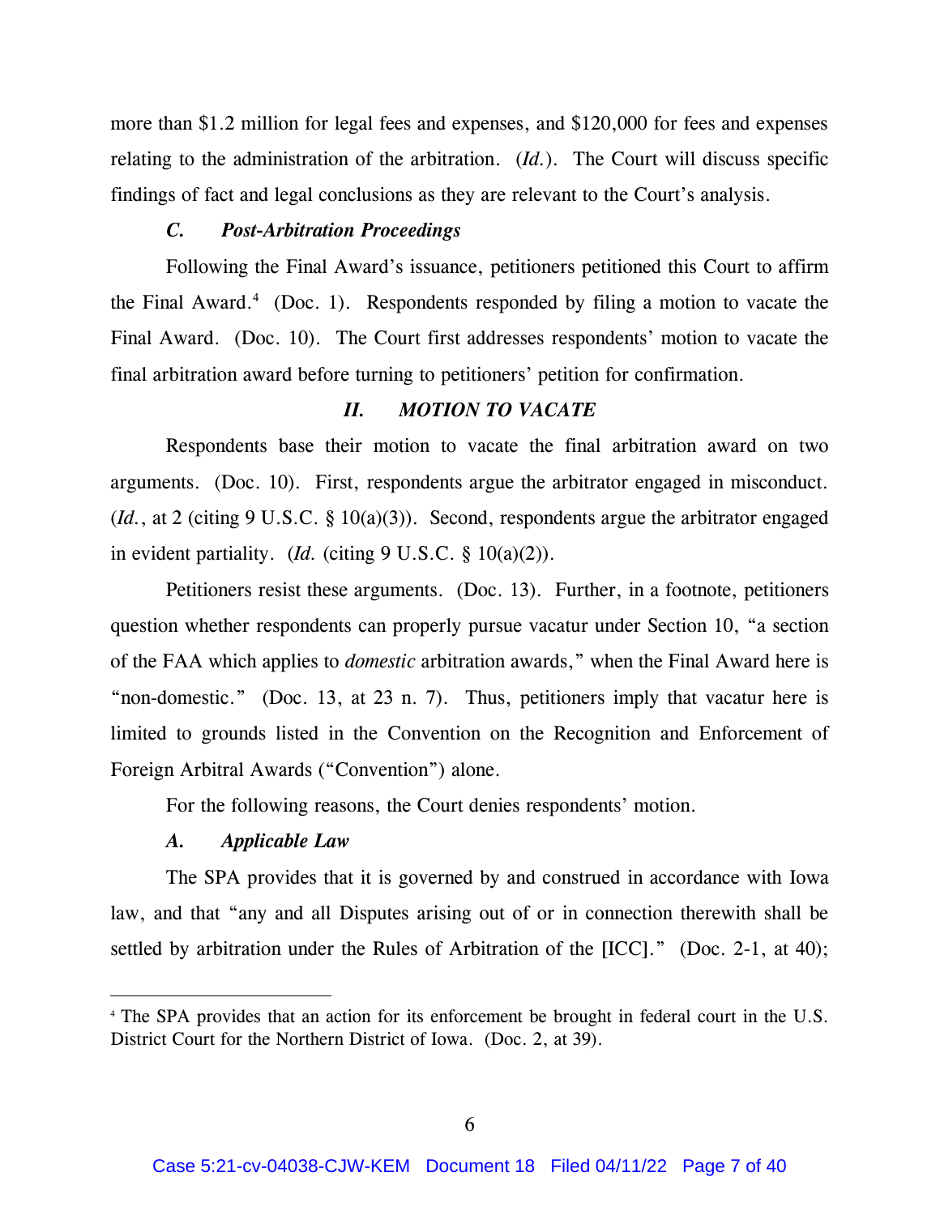more than $1.2 million for legal fees and expenses, and $120,000 for fees and expenses relating to the administration of the arbitration. (*Id.*). The Court will discuss specific findings of fact and legal conclusions as they are relevant to the Court's analysis.

### *C. Post-Arbitration Proceedings*

Following the Final Award's issuance, petitioners petitioned this Court to affirm the Final Award.[4] (Doc. 1). Respondents responded by filing a motion to vacate the Final Award. (Doc. 10). The Court first addresses respondents' motion to vacate the final arbitration award before turning to petitioners' petition for confirmation.

## *II. MOTION TO VACATE*

Respondents base their motion to vacate the final arbitration award on two arguments. (Doc. 10). First, respondents argue the arbitrator engaged in misconduct. (*Id.*, at 2 (citing 9 U.S.C. § 10(a)(3)). Second, respondents argue the arbitrator engaged in evident partiality. (*Id.* (citing 9 U.S.C. § 10(a)(2)).

Petitioners resist these arguments. (Doc. 13). Further, in a footnote, petitioners question whether respondents can properly pursue vacatur under Section 10, "a section of the FAA which applies to *domestic* arbitration awards," when the Final Award here is "non-domestic." (Doc. 13, at 23 n. 7). Thus, petitioners imply that vacatur here is limited to grounds listed in the Convention on the Recognition and Enforcement of Foreign Arbitral Awards ("Convention") alone.

For the following reasons, the Court denies respondents' motion.

### *A. Applicable Law*

The SPA provides that it is governed by and construed in accordance with Iowa law, and that "any and all Disputes arising out of or in connection therewith shall be settled by arbitration under the Rules of Arbitration of the [ICC]." (Doc. 2-1, at 40);

---

[4] The SPA provides that an action for its enforcement be brought in federal court in the U.S. District Court for the Northern District of Iowa. (Doc. 2, at 39).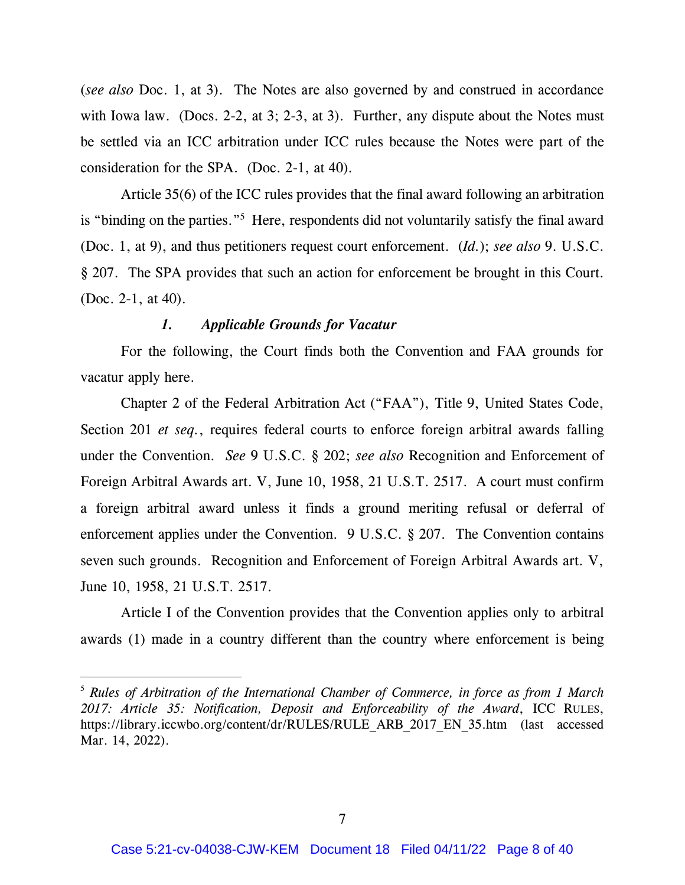(*see also* Doc. 1, at 3). The Notes are also governed by and construed in accordance with Iowa law. (Docs. 2-2, at 3; 2-3, at 3). Further, any dispute about the Notes must be settled via an ICC arbitration under ICC rules because the Notes were part of the consideration for the SPA. (Doc. 2-1, at 40).

Article 35(6) of the ICC rules provides that the final award following an arbitration is "binding on the parties."[5] Here, respondents did not voluntarily satisfy the final award (Doc. 1, at 9), and thus petitioners request court enforcement. (*Id.*); *see also* 9. U.S.C. § 207. The SPA provides that such an action for enforcement be brought in this Court. (Doc. 2-1, at 40).

### *1. Applicable Grounds for Vacatur*

For the following, the Court finds both the Convention and FAA grounds for vacatur apply here.

Chapter 2 of the Federal Arbitration Act ("FAA"), Title 9, United States Code, Section 201 *et seq.*, requires federal courts to enforce foreign arbitral awards falling under the Convention. *See* 9 U.S.C. § 202; *see also* Recognition and Enforcement of Foreign Arbitral Awards art. V, June 10, 1958, 21 U.S.T. 2517. A court must confirm a foreign arbitral award unless it finds a ground meriting refusal or deferral of enforcement applies under the Convention. 9 U.S.C. § 207. The Convention contains seven such grounds. Recognition and Enforcement of Foreign Arbitral Awards art. V, June 10, 1958, 21 U.S.T. 2517.

Article I of the Convention provides that the Convention applies only to arbitral awards (1) made in a country different than the country where enforcement is being

---

[5] *Rules of Arbitration of the International Chamber of Commerce, in force as from 1 March 2017: Article 35: Notification, Deposit and Enforceability of the Award*, ICC RULES, https://library.iccwbo.org/content/dr/RULES/RULE_ARB_2017_EN_35.htm (last accessed Mar. 14, 2022).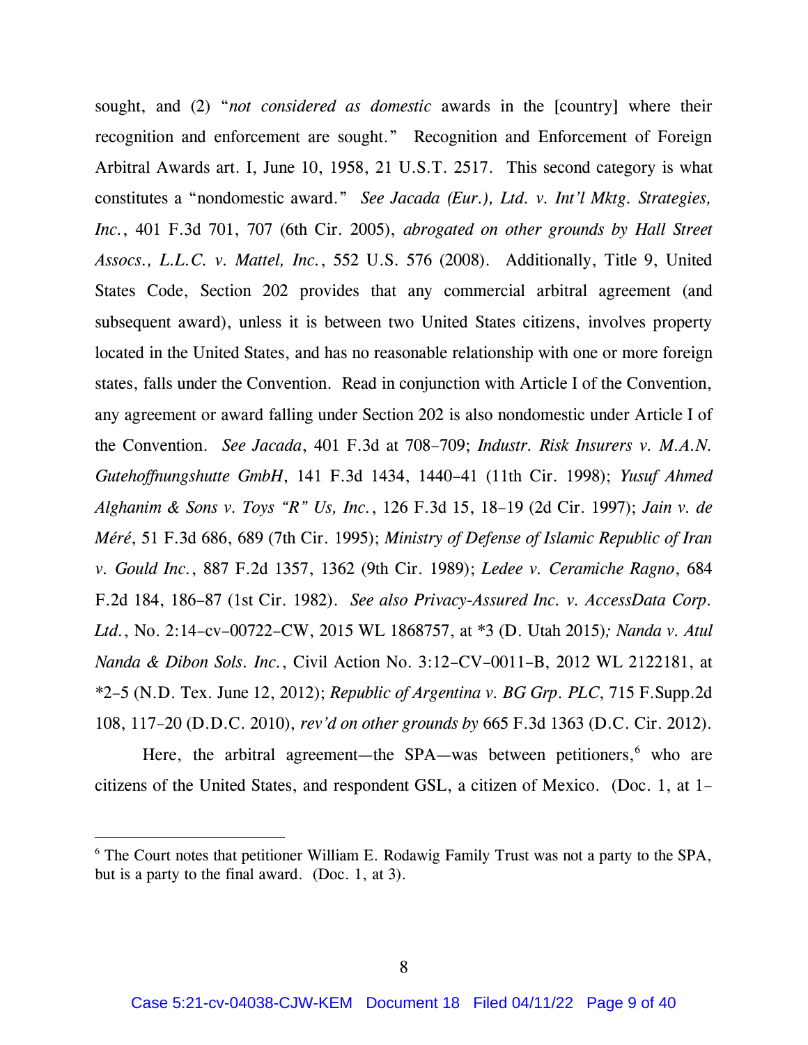sought, and (2) "*not considered as domestic* awards in the [country] where their recognition and enforcement are sought." Recognition and Enforcement of Foreign Arbitral Awards art. I, June 10, 1958, 21 U.S.T. 2517. This second category is what constitutes a "nondomestic award." *See Jacada (Eur.), Ltd. v. Int'l Mktg. Strategies, Inc.*, 401 F.3d 701, 707 (6th Cir. 2005), *abrogated on other grounds by Hall Street Assocs., L.L.C. v. Mattel, Inc.*, 552 U.S. 576 (2008). Additionally, Title 9, United States Code, Section 202 provides that any commercial arbitral agreement (and subsequent award), unless it is between two United States citizens, involves property located in the United States, and has no reasonable relationship with one or more foreign states, falls under the Convention. Read in conjunction with Article I of the Convention, any agreement or award falling under Section 202 is also nondomestic under Article I of the Convention. *See Jacada*, 401 F.3d at 708–709; *Industr. Risk Insurers v. M.A.N. Gutehoffnungshutte GmbH*, 141 F.3d 1434, 1440–41 (11th Cir. 1998); *Yusuf Ahmed Alghanim & Sons v. Toys "R" Us, Inc.*, 126 F.3d 15, 18–19 (2d Cir. 1997); *Jain v. de Méré*, 51 F.3d 686, 689 (7th Cir. 1995); *Ministry of Defense of Islamic Republic of Iran v. Gould Inc.*, 887 F.2d 1357, 1362 (9th Cir. 1989); *Ledee v. Ceramiche Ragno*, 684 F.2d 184, 186–87 (1st Cir. 1982). *See also Privacy-Assured Inc. v. AccessData Corp. Ltd.*, No. 2:14-cv-00722-CW, 2015 WL 1868757, at *3 (D. Utah 2015)*; Nanda v. Atul Nanda & Dibon Sols. Inc.*, Civil Action No. 3:12-CV-0011-B, 2012 WL 2122181, at *2–5 (N.D. Tex. June 12, 2012); *Republic of Argentina v. BG Grp. PLC*, 715 F.Supp.2d 108, 117–20 (D.D.C. 2010), *rev'd on other grounds by* 665 F.3d 1363 (D.C. Cir. 2012).

Here, the arbitral agreement—the SPA—was between petitioners,[6] who are citizens of the United States, and respondent GSL, a citizen of Mexico. (Doc. 1, at 1–

[6] The Court notes that petitioner William E. Rodawig Family Trust was not a party to the SPA, but is a party to the final award. (Doc. 1, at 3).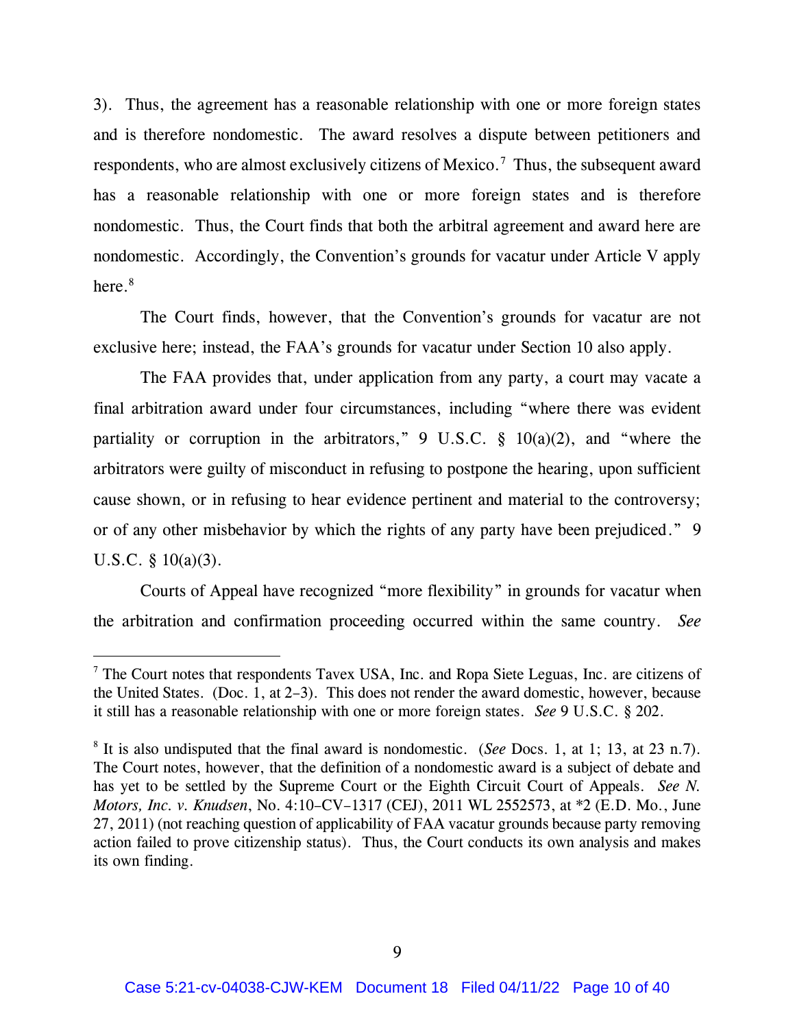3). Thus, the agreement has a reasonable relationship with one or more foreign states and is therefore nondomestic. The award resolves a dispute between petitioners and respondents, who are almost exclusively citizens of Mexico.[7] Thus, the subsequent award has a reasonable relationship with one or more foreign states and is therefore nondomestic. Thus, the Court finds that both the arbitral agreement and award here are nondomestic. Accordingly, the Convention's grounds for vacatur under Article V apply here.[8]

The Court finds, however, that the Convention's grounds for vacatur are not exclusive here; instead, the FAA's grounds for vacatur under Section 10 also apply.

The FAA provides that, under application from any party, a court may vacate a final arbitration award under four circumstances, including "where there was evident partiality or corruption in the arbitrators," 9 U.S.C. § 10(a)(2), and "where the arbitrators were guilty of misconduct in refusing to postpone the hearing, upon sufficient cause shown, or in refusing to hear evidence pertinent and material to the controversy; or of any other misbehavior by which the rights of any party have been prejudiced." 9 U.S.C. § 10(a)(3).

Courts of Appeal have recognized "more flexibility" in grounds for vacatur when the arbitration and confirmation proceeding occurred within the same country. *See*

---

[7] The Court notes that respondents Tavex USA, Inc. and Ropa Siete Leguas, Inc. are citizens of the United States. (Doc. 1, at 2–3). This does not render the award domestic, however, because it still has a reasonable relationship with one or more foreign states. *See* 9 U.S.C. § 202.

[8] It is also undisputed that the final award is nondomestic. (*See* Docs. 1, at 1; 13, at 23 n.7). The Court notes, however, that the definition of a nondomestic award is a subject of debate and has yet to be settled by the Supreme Court or the Eighth Circuit Court of Appeals. *See N. Motors, Inc. v. Knudsen*, No. 4:10–CV–1317 (CEJ), 2011 WL 2552573, at *2 (E.D. Mo., June 27, 2011) (not reaching question of applicability of FAA vacatur grounds because party removing action failed to prove citizenship status). Thus, the Court conducts its own analysis and makes its own finding.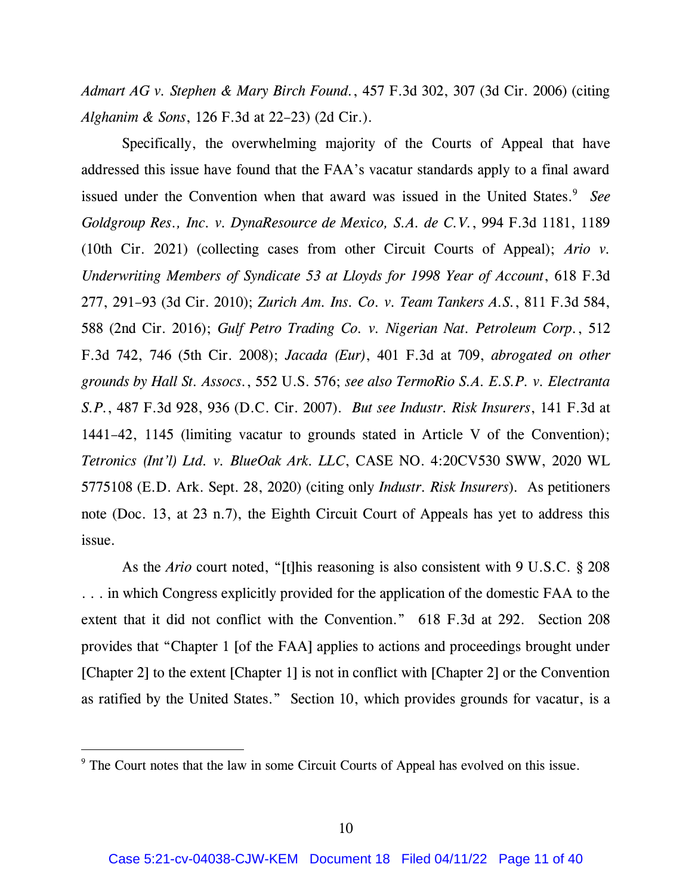*Admart AG v. Stephen & Mary Birch Found.*, 457 F.3d 302, 307 (3d Cir. 2006) (citing *Alghanim & Sons*, 126 F.3d at 22–23) (2d Cir.).

Specifically, the overwhelming majority of the Courts of Appeal that have addressed this issue have found that the FAA's vacatur standards apply to a final award issued under the Convention when that award was issued in the United States.[9] *See Goldgroup Res., Inc. v. DynaResource de Mexico, S.A. de C.V.*, 994 F.3d 1181, 1189 (10th Cir. 2021) (collecting cases from other Circuit Courts of Appeal); *Ario v. Underwriting Members of Syndicate 53 at Lloyds for 1998 Year of Account*, 618 F.3d 277, 291–93 (3d Cir. 2010); *Zurich Am. Ins. Co. v. Team Tankers A.S.*, 811 F.3d 584, 588 (2nd Cir. 2016); *Gulf Petro Trading Co. v. Nigerian Nat. Petroleum Corp.*, 512 F.3d 742, 746 (5th Cir. 2008); *Jacada (Eur)*, 401 F.3d at 709, *abrogated on other grounds by Hall St. Assocs.*, 552 U.S. 576; *see also TermoRio S.A. E.S.P. v. Electranta S.P.*, 487 F.3d 928, 936 (D.C. Cir. 2007). *But see Industr. Risk Insurers*, 141 F.3d at 1441–42, 1145 (limiting vacatur to grounds stated in Article V of the Convention); *Tetronics (Int'l) Ltd. v. BlueOak Ark. LLC*, CASE NO. 4:20CV530 SWW, 2020 WL 5775108 (E.D. Ark. Sept. 28, 2020) (citing only *Industr. Risk Insurers*). As petitioners note (Doc. 13, at 23 n.7), the Eighth Circuit Court of Appeals has yet to address this issue.

As the *Ario* court noted, "[t]his reasoning is also consistent with 9 U.S.C. § 208 . . . in which Congress explicitly provided for the application of the domestic FAA to the extent that it did not conflict with the Convention." 618 F.3d at 292. Section 208 provides that "Chapter 1 [of the FAA] applies to actions and proceedings brought under [Chapter 2] to the extent [Chapter 1] is not in conflict with [Chapter 2] or the Convention as ratified by the United States." Section 10, which provides grounds for vacatur, is a

---

[9] The Court notes that the law in some Circuit Courts of Appeal has evolved on this issue.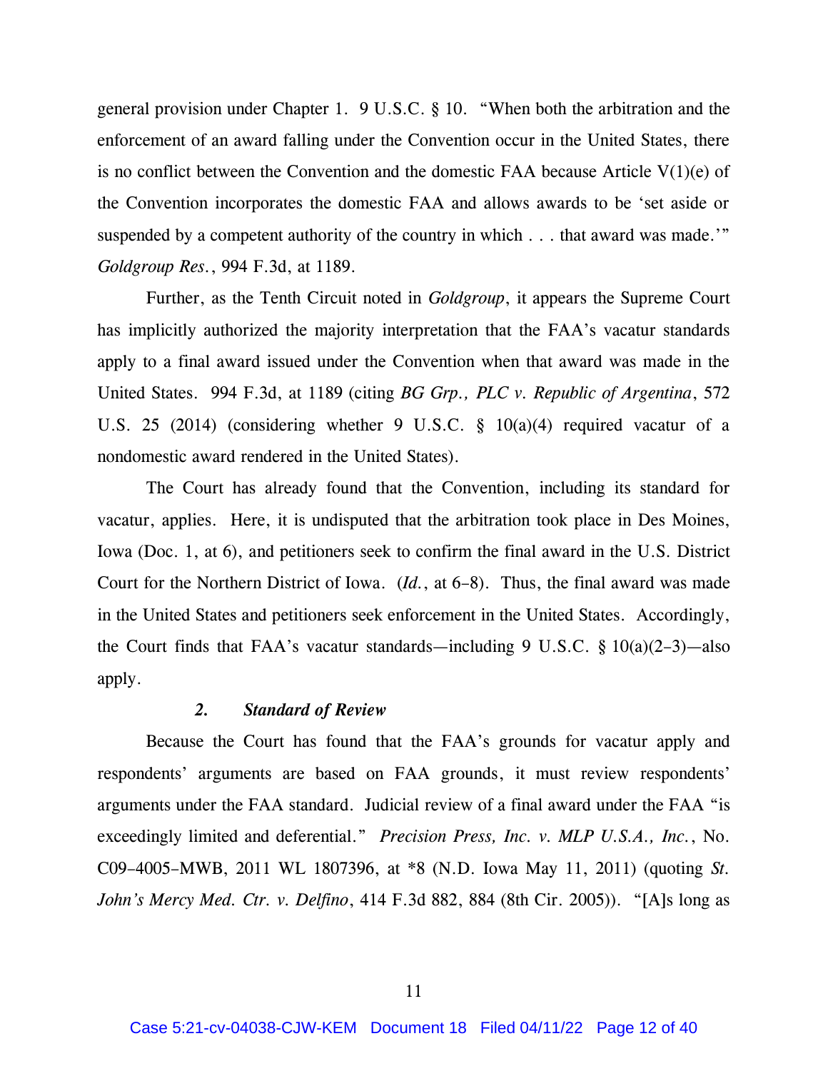general provision under Chapter 1. 9 U.S.C. § 10. "When both the arbitration and the enforcement of an award falling under the Convention occur in the United States, there is no conflict between the Convention and the domestic FAA because Article V(1)(e) of the Convention incorporates the domestic FAA and allows awards to be 'set aside or suspended by a competent authority of the country in which . . . that award was made.'" *Goldgroup Res.*, 994 F.3d, at 1189.

Further, as the Tenth Circuit noted in *Goldgroup*, it appears the Supreme Court has implicitly authorized the majority interpretation that the FAA's vacatur standards apply to a final award issued under the Convention when that award was made in the United States. 994 F.3d, at 1189 (citing *BG Grp., PLC v. Republic of Argentina*, 572 U.S. 25 (2014) (considering whether 9 U.S.C. § 10(a)(4) required vacatur of a nondomestic award rendered in the United States).

The Court has already found that the Convention, including its standard for vacatur, applies. Here, it is undisputed that the arbitration took place in Des Moines, Iowa (Doc. 1, at 6), and petitioners seek to confirm the final award in the U.S. District Court for the Northern District of Iowa. (*Id.*, at 6–8). Thus, the final award was made in the United States and petitioners seek enforcement in the United States. Accordingly, the Court finds that FAA's vacatur standards—including 9 U.S.C. § 10(a)(2–3)—also apply.

### *2. Standard of Review*

Because the Court has found that the FAA's grounds for vacatur apply and respondents' arguments are based on FAA grounds, it must review respondents' arguments under the FAA standard. Judicial review of a final award under the FAA "is exceedingly limited and deferential." *Precision Press, Inc. v. MLP U.S.A., Inc.*, No. C09-4005-MWB, 2011 WL 1807396, at \*8 (N.D. Iowa May 11, 2011) (quoting *St. John's Mercy Med. Ctr. v. Delfino*, 414 F.3d 882, 884 (8th Cir. 2005)). "[A]s long as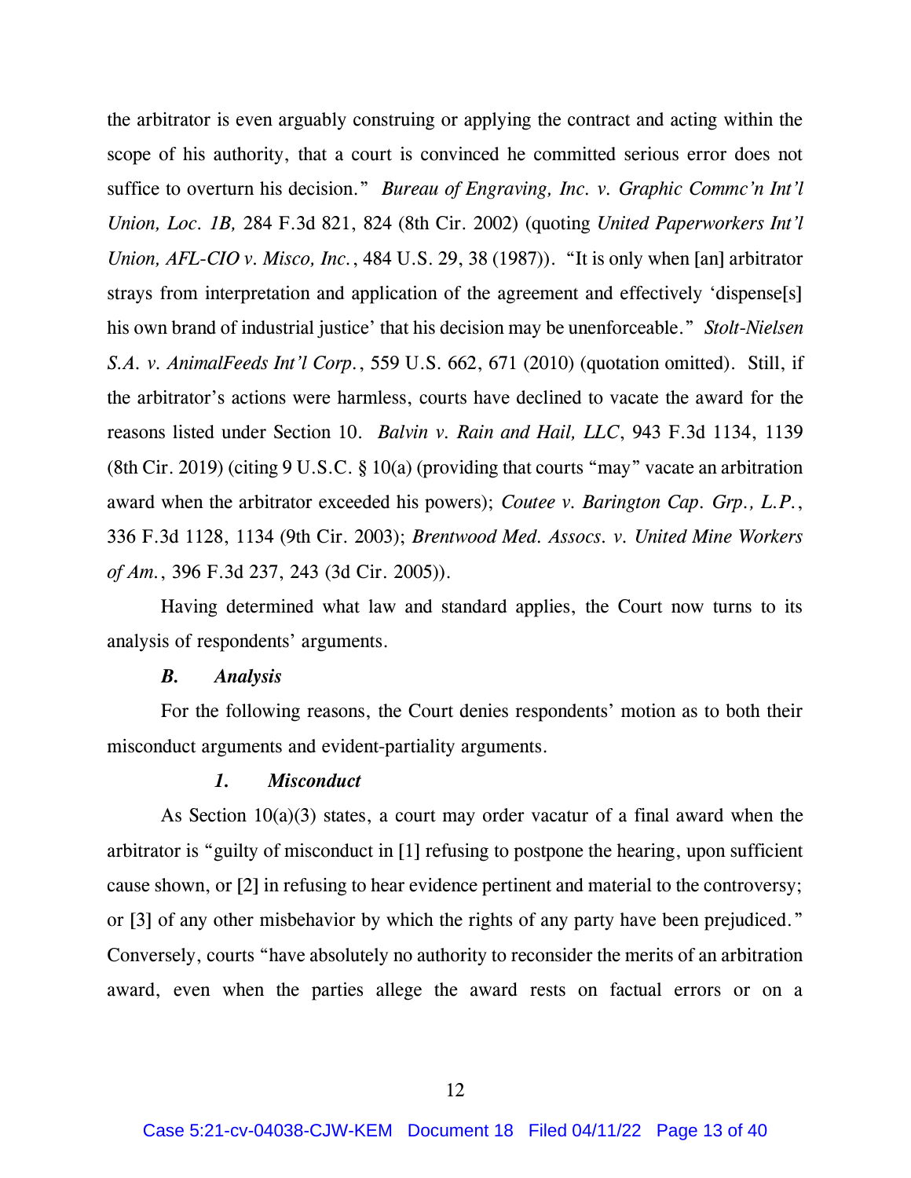the arbitrator is even arguably construing or applying the contract and acting within the scope of his authority, that a court is convinced he committed serious error does not suffice to overturn his decision." *Bureau of Engraving, Inc. v. Graphic Commc'n Int'l Union, Loc. 1B,* 284 F.3d 821, 824 (8th Cir. 2002) (quoting *United Paperworkers Int'l Union, AFL-CIO v. Misco, Inc.*, 484 U.S. 29, 38 (1987)). "It is only when [an] arbitrator strays from interpretation and application of the agreement and effectively 'dispense[s] his own brand of industrial justice' that his decision may be unenforceable." *Stolt-Nielsen S.A. v. AnimalFeeds Int'l Corp.*, 559 U.S. 662, 671 (2010) (quotation omitted). Still, if the arbitrator's actions were harmless, courts have declined to vacate the award for the reasons listed under Section 10. *Balvin v. Rain and Hail, LLC*, 943 F.3d 1134, 1139 (8th Cir. 2019) (citing 9 U.S.C. § 10(a) (providing that courts "may" vacate an arbitration award when the arbitrator exceeded his powers); *Coutee v. Barington Cap. Grp., L.P.*, 336 F.3d 1128, 1134 (9th Cir. 2003); *Brentwood Med. Assocs. v. United Mine Workers of Am.*, 396 F.3d 237, 243 (3d Cir. 2005)).

Having determined what law and standard applies, the Court now turns to its analysis of respondents' arguments.

### *B. Analysis*

For the following reasons, the Court denies respondents' motion as to both their misconduct arguments and evident-partiality arguments.

#### *1. Misconduct*

As Section 10(a)(3) states, a court may order vacatur of a final award when the arbitrator is "guilty of misconduct in [1] refusing to postpone the hearing, upon sufficient cause shown, or [2] in refusing to hear evidence pertinent and material to the controversy; or [3] of any other misbehavior by which the rights of any party have been prejudiced." Conversely, courts "have absolutely no authority to reconsider the merits of an arbitration award, even when the parties allege the award rests on factual errors or on a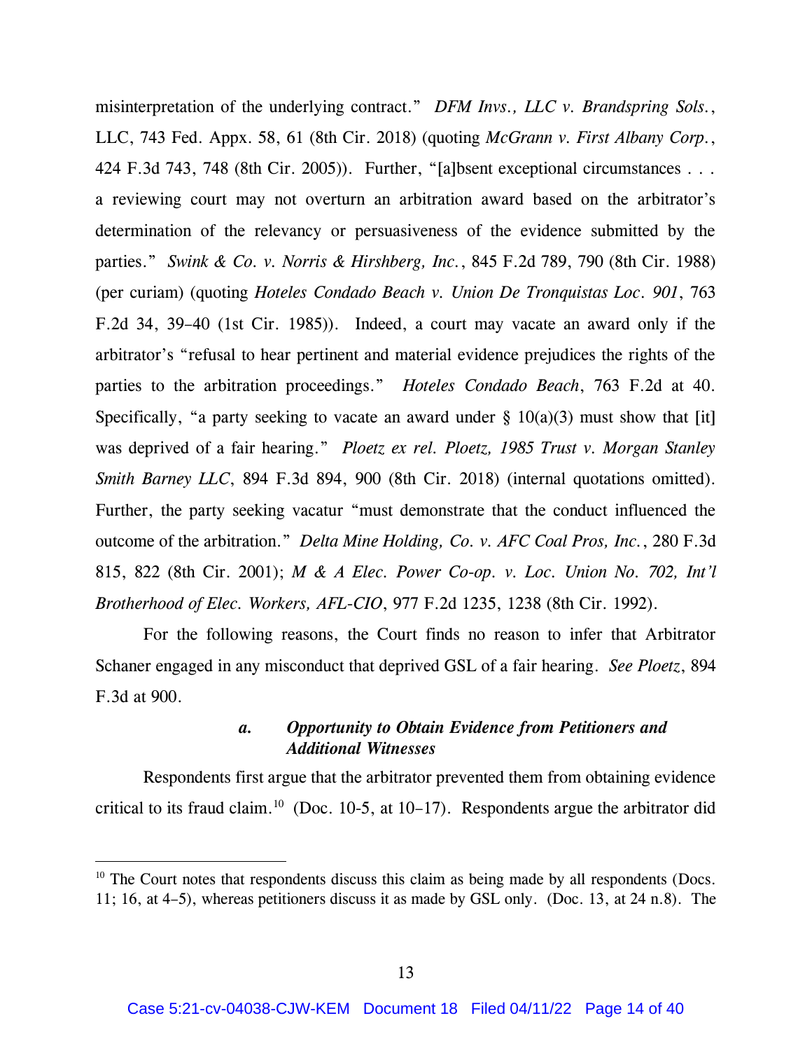misinterpretation of the underlying contract." *DFM Invs., LLC v. Brandspring Sols.*, LLC, 743 Fed. Appx. 58, 61 (8th Cir. 2018) (quoting *McGrann v. First Albany Corp.*, 424 F.3d 743, 748 (8th Cir. 2005)). Further, "[a]bsent exceptional circumstances . . . a reviewing court may not overturn an arbitration award based on the arbitrator's determination of the relevancy or persuasiveness of the evidence submitted by the parties." *Swink & Co. v. Norris & Hirshberg, Inc.*, 845 F.2d 789, 790 (8th Cir. 1988) (per curiam) (quoting *Hoteles Condado Beach v. Union De Tronquistas Loc. 901*, 763 F.2d 34, 39–40 (1st Cir. 1985)). Indeed, a court may vacate an award only if the arbitrator's "refusal to hear pertinent and material evidence prejudices the rights of the parties to the arbitration proceedings." *Hoteles Condado Beach*, 763 F.2d at 40. Specifically, "a party seeking to vacate an award under § 10(a)(3) must show that [it] was deprived of a fair hearing." *Ploetz ex rel. Ploetz, 1985 Trust v. Morgan Stanley Smith Barney LLC*, 894 F.3d 894, 900 (8th Cir. 2018) (internal quotations omitted). Further, the party seeking vacatur "must demonstrate that the conduct influenced the outcome of the arbitration." *Delta Mine Holding, Co. v. AFC Coal Pros, Inc.*, 280 F.3d 815, 822 (8th Cir. 2001); *M & A Elec. Power Co-op. v. Loc. Union No. 702, Int'l Brotherhood of Elec. Workers, AFL-CIO*, 977 F.2d 1235, 1238 (8th Cir. 1992).

For the following reasons, the Court finds no reason to infer that Arbitrator Schaner engaged in any misconduct that deprived GSL of a fair hearing. *See Ploetz*, 894 F.3d at 900.

#### *a. Opportunity to Obtain Evidence from Petitioners and Additional Witnesses*

Respondents first argue that the arbitrator prevented them from obtaining evidence critical to its fraud claim.[10] (Doc. 10-5, at 10–17). Respondents argue the arbitrator did

[10] The Court notes that respondents discuss this claim as being made by all respondents (Docs. 11; 16, at 4–5), whereas petitioners discuss it as made by GSL only. (Doc. 13, at 24 n.8). The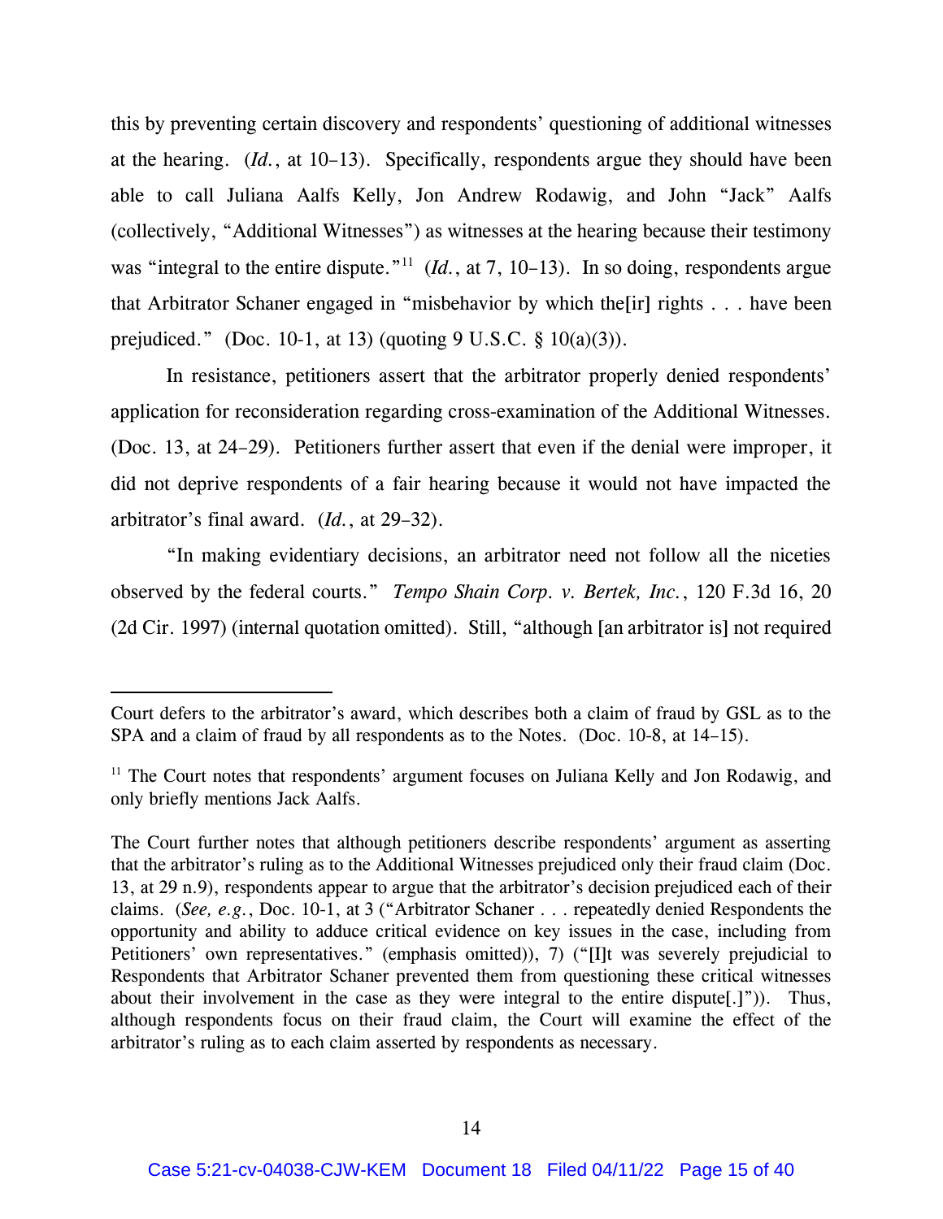this by preventing certain discovery and respondents' questioning of additional witnesses at the hearing. (*Id.*, at 10–13). Specifically, respondents argue they should have been able to call Juliana Aalfs Kelly, Jon Andrew Rodawig, and John "Jack" Aalfs (collectively, "Additional Witnesses") as witnesses at the hearing because their testimony was "integral to the entire dispute."[11] (*Id.*, at 7, 10–13). In so doing, respondents argue that Arbitrator Schaner engaged in "misbehavior by which the[ir] rights . . . have been prejudiced." (Doc. 10-1, at 13) (quoting 9 U.S.C. § 10(a)(3)).

In resistance, petitioners assert that the arbitrator properly denied respondents' application for reconsideration regarding cross-examination of the Additional Witnesses. (Doc. 13, at 24–29). Petitioners further assert that even if the denial were improper, it did not deprive respondents of a fair hearing because it would not have impacted the arbitrator's final award. (*Id.*, at 29–32).

"In making evidentiary decisions, an arbitrator need not follow all the niceties observed by the federal courts." *Tempo Shain Corp. v. Bertek, Inc.*, 120 F.3d 16, 20 (2d Cir. 1997) (internal quotation omitted). Still, "although [an arbitrator is] not required

---

Court defers to the arbitrator's award, which describes both a claim of fraud by GSL as to the SPA and a claim of fraud by all respondents as to the Notes. (Doc. 10-8, at 14–15).

[11] The Court notes that respondents' argument focuses on Juliana Kelly and Jon Rodawig, and only briefly mentions Jack Aalfs.

The Court further notes that although petitioners describe respondents' argument as asserting that the arbitrator's ruling as to the Additional Witnesses prejudiced only their fraud claim (Doc. 13, at 29 n.9), respondents appear to argue that the arbitrator's decision prejudiced each of their claims. (*See, e.g.*, Doc. 10-1, at 3 ("Arbitrator Schaner . . . repeatedly denied Respondents the opportunity and ability to adduce critical evidence on key issues in the case, including from Petitioners' own representatives." (emphasis omitted)), 7) ("[I]t was severely prejudicial to Respondents that Arbitrator Schaner prevented them from questioning these critical witnesses about their involvement in the case as they were integral to the entire dispute[.]")). Thus, although respondents focus on their fraud claim, the Court will examine the effect of the arbitrator's ruling as to each claim asserted by respondents as necessary.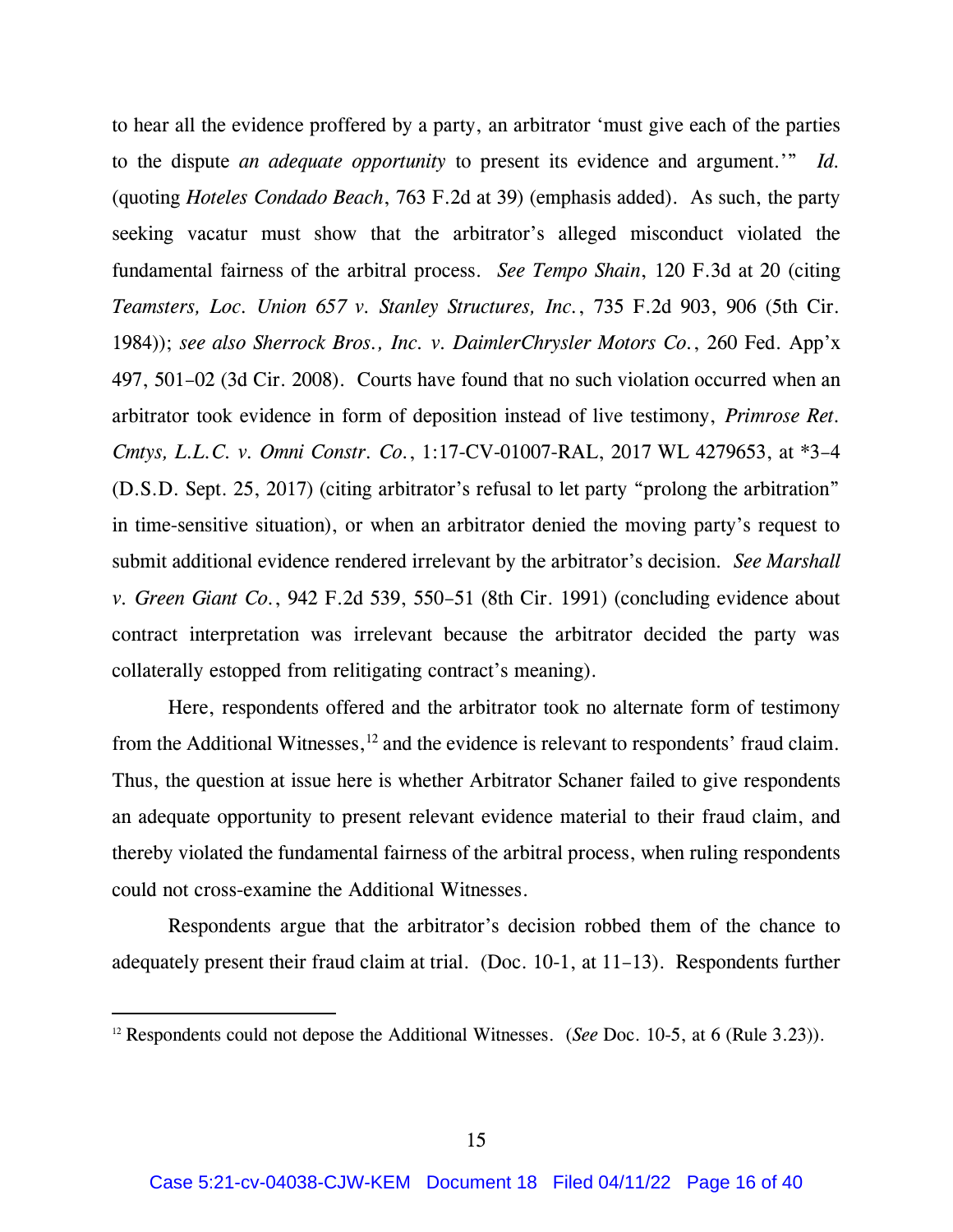to hear all the evidence proffered by a party, an arbitrator 'must give each of the parties to the dispute *an adequate opportunity* to present its evidence and argument.'" *Id.* (quoting *Hoteles Condado Beach*, 763 F.2d at 39) (emphasis added). As such, the party seeking vacatur must show that the arbitrator's alleged misconduct violated the fundamental fairness of the arbitral process. *See Tempo Shain*, 120 F.3d at 20 (citing *Teamsters, Loc. Union 657 v. Stanley Structures, Inc.*, 735 F.2d 903, 906 (5th Cir. 1984)); *see also Sherrock Bros., Inc. v. DaimlerChrysler Motors Co.*, 260 Fed. App'x 497, 501–02 (3d Cir. 2008). Courts have found that no such violation occurred when an arbitrator took evidence in form of deposition instead of live testimony, *Primrose Ret. Cmtys, L.L.C. v. Omni Constr. Co.*, 1:17-CV-01007-RAL, 2017 WL 4279653, at *3–4 (D.S.D. Sept. 25, 2017) (citing arbitrator's refusal to let party "prolong the arbitration" in time-sensitive situation), or when an arbitrator denied the moving party's request to submit additional evidence rendered irrelevant by the arbitrator's decision. *See Marshall v. Green Giant Co.*, 942 F.2d 539, 550–51 (8th Cir. 1991) (concluding evidence about contract interpretation was irrelevant because the arbitrator decided the party was collaterally estopped from relitigating contract's meaning).

Here, respondents offered and the arbitrator took no alternate form of testimony from the Additional Witnesses,[12] and the evidence is relevant to respondents' fraud claim. Thus, the question at issue here is whether Arbitrator Schaner failed to give respondents an adequate opportunity to present relevant evidence material to their fraud claim, and thereby violated the fundamental fairness of the arbitral process, when ruling respondents could not cross-examine the Additional Witnesses.

Respondents argue that the arbitrator's decision robbed them of the chance to adequately present their fraud claim at trial. (Doc. 10-1, at 11–13). Respondents further

[12] Respondents could not depose the Additional Witnesses. (*See* Doc. 10-5, at 6 (Rule 3.23)).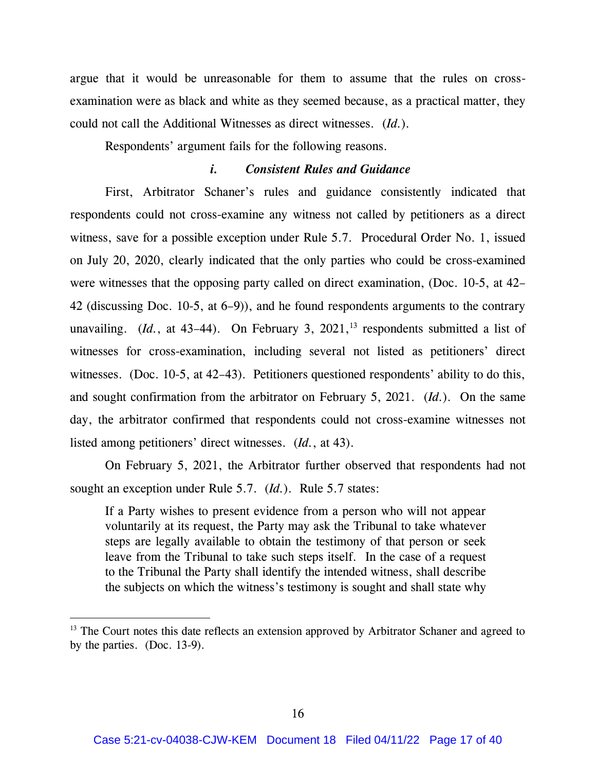argue that it would be unreasonable for them to assume that the rules on cross-examination were as black and white as they seemed because, as a practical matter, they could not call the Additional Witnesses as direct witnesses. (*Id.*).

Respondents' argument fails for the following reasons.

### *i. Consistent Rules and Guidance*

First, Arbitrator Schaner's rules and guidance consistently indicated that respondents could not cross-examine any witness not called by petitioners as a direct witness, save for a possible exception under Rule 5.7. Procedural Order No. 1, issued on July 20, 2020, clearly indicated that the only parties who could be cross-examined were witnesses that the opposing party called on direct examination, (Doc. 10-5, at 42–42 (discussing Doc. 10-5, at 6–9)), and he found respondents arguments to the contrary unavailing. (*Id.*, at 43–44). On February 3, 2021,[13] respondents submitted a list of witnesses for cross-examination, including several not listed as petitioners' direct witnesses. (Doc. 10-5, at 42–43). Petitioners questioned respondents' ability to do this, and sought confirmation from the arbitrator on February 5, 2021. (*Id.*). On the same day, the arbitrator confirmed that respondents could not cross-examine witnesses not listed among petitioners' direct witnesses. (*Id.*, at 43).

On February 5, 2021, the Arbitrator further observed that respondents had not sought an exception under Rule 5.7. (*Id.*). Rule 5.7 states:

> If a Party wishes to present evidence from a person who will not appear voluntarily at its request, the Party may ask the Tribunal to take whatever steps are legally available to obtain the testimony of that person or seek leave from the Tribunal to take such steps itself. In the case of a request to the Tribunal the Party shall identify the intended witness, shall describe the subjects on which the witness's testimony is sought and shall state why

[13] The Court notes this date reflects an extension approved by Arbitrator Schaner and agreed to by the parties. (Doc. 13-9).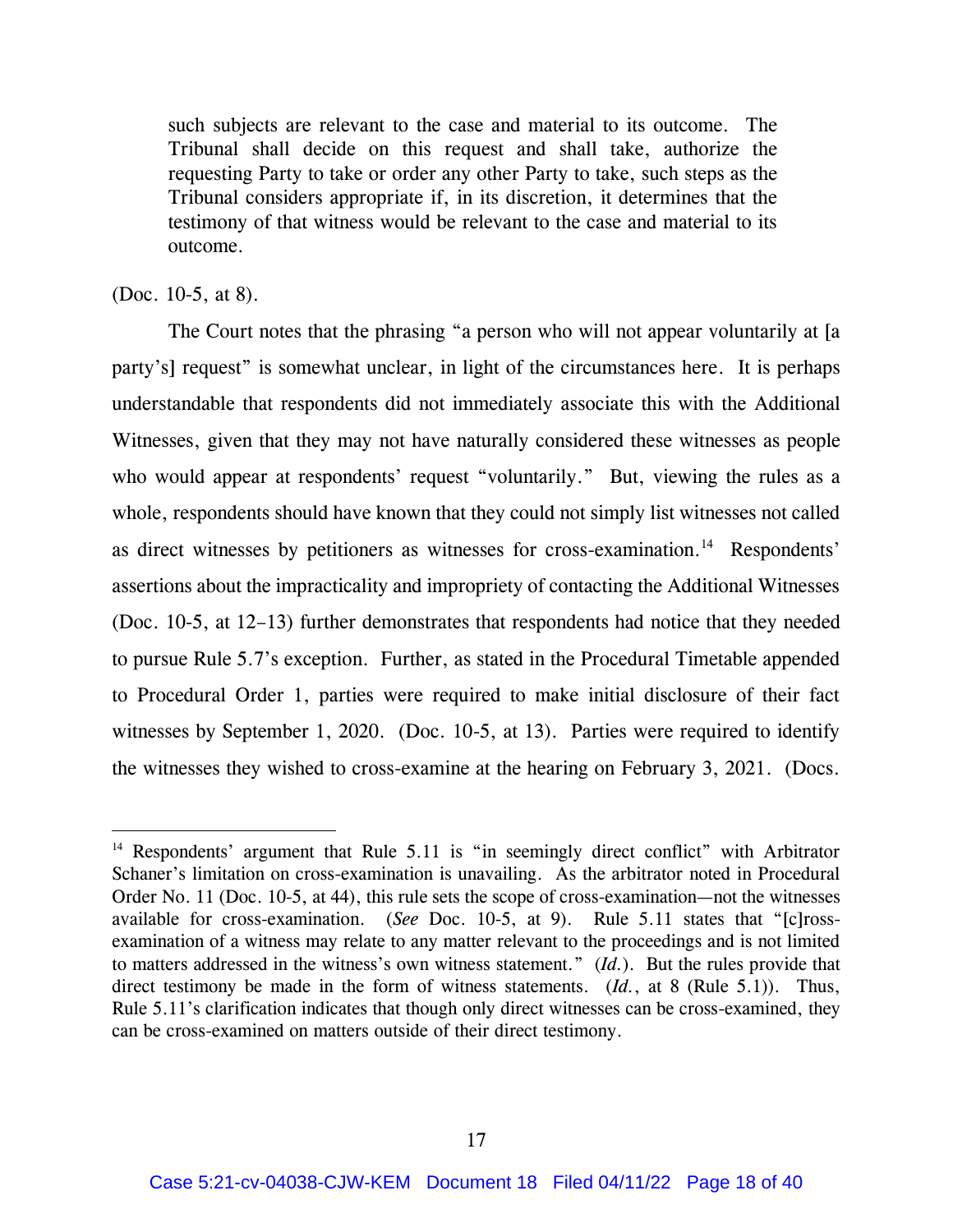> such subjects are relevant to the case and material to its outcome. The Tribunal shall decide on this request and shall take, authorize the requesting Party to take or order any other Party to take, such steps as the Tribunal considers appropriate if, in its discretion, it determines that the testimony of that witness would be relevant to the case and material to its outcome.

(Doc. 10-5, at 8).

The Court notes that the phrasing "a person who will not appear voluntarily at [a party's] request" is somewhat unclear, in light of the circumstances here. It is perhaps understandable that respondents did not immediately associate this with the Additional Witnesses, given that they may not have naturally considered these witnesses as people who would appear at respondents' request "voluntarily." But, viewing the rules as a whole, respondents should have known that they could not simply list witnesses not called as direct witnesses by petitioners as witnesses for cross-examination.[14] Respondents' assertions about the impracticality and impropriety of contacting the Additional Witnesses (Doc. 10-5, at 12–13) further demonstrates that respondents had notice that they needed to pursue Rule 5.7's exception. Further, as stated in the Procedural Timetable appended to Procedural Order 1, parties were required to make initial disclosure of their fact witnesses by September 1, 2020. (Doc. 10-5, at 13). Parties were required to identify the witnesses they wished to cross-examine at the hearing on February 3, 2021. (Docs.

---

[14] Respondents' argument that Rule 5.11 is "in seemingly direct conflict" with Arbitrator Schaner's limitation on cross-examination is unavailing. As the arbitrator noted in Procedural Order No. 11 (Doc. 10-5, at 44), this rule sets the scope of cross-examination—not the witnesses available for cross-examination. (*See* Doc. 10-5, at 9). Rule 5.11 states that "[c]ross-examination of a witness may relate to any matter relevant to the proceedings and is not limited to matters addressed in the witness's own witness statement." (*Id.*). But the rules provide that direct testimony be made in the form of witness statements. (*Id.*, at 8 (Rule 5.1)). Thus, Rule 5.11's clarification indicates that though only direct witnesses can be cross-examined, they can be cross-examined on matters outside of their direct testimony.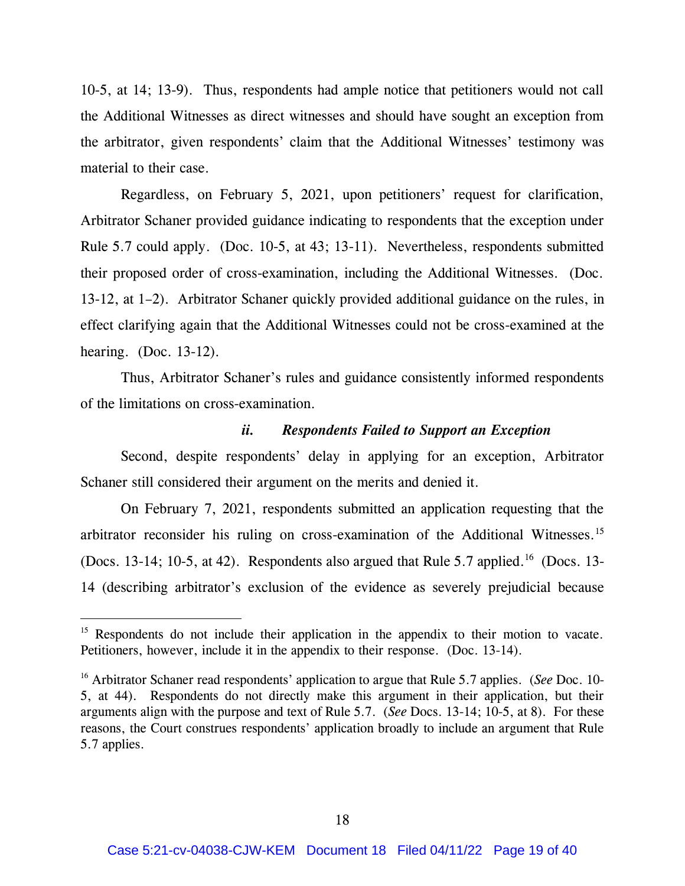10-5, at 14; 13-9). Thus, respondents had ample notice that petitioners would not call the Additional Witnesses as direct witnesses and should have sought an exception from the arbitrator, given respondents' claim that the Additional Witnesses' testimony was material to their case.

Regardless, on February 5, 2021, upon petitioners' request for clarification, Arbitrator Schaner provided guidance indicating to respondents that the exception under Rule 5.7 could apply. (Doc. 10-5, at 43; 13-11). Nevertheless, respondents submitted their proposed order of cross-examination, including the Additional Witnesses. (Doc. 13-12, at 1–2). Arbitrator Schaner quickly provided additional guidance on the rules, in effect clarifying again that the Additional Witnesses could not be cross-examined at the hearing. (Doc. 13-12).

Thus, Arbitrator Schaner's rules and guidance consistently informed respondents of the limitations on cross-examination.

### *ii. Respondents Failed to Support an Exception*

Second, despite respondents' delay in applying for an exception, Arbitrator Schaner still considered their argument on the merits and denied it.

On February 7, 2021, respondents submitted an application requesting that the arbitrator reconsider his ruling on cross-examination of the Additional Witnesses.[15] (Docs. 13-14; 10-5, at 42). Respondents also argued that Rule 5.7 applied.[16] (Docs. 13-14 (describing arbitrator's exclusion of the evidence as severely prejudicial because

---

[15] Respondents do not include their application in the appendix to their motion to vacate. Petitioners, however, include it in the appendix to their response. (Doc. 13-14).

[16] Arbitrator Schaner read respondents' application to argue that Rule 5.7 applies. (*See* Doc. 10-5, at 44). Respondents do not directly make this argument in their application, but their arguments align with the purpose and text of Rule 5.7. (*See* Docs. 13-14; 10-5, at 8). For these reasons, the Court construes respondents' application broadly to include an argument that Rule 5.7 applies.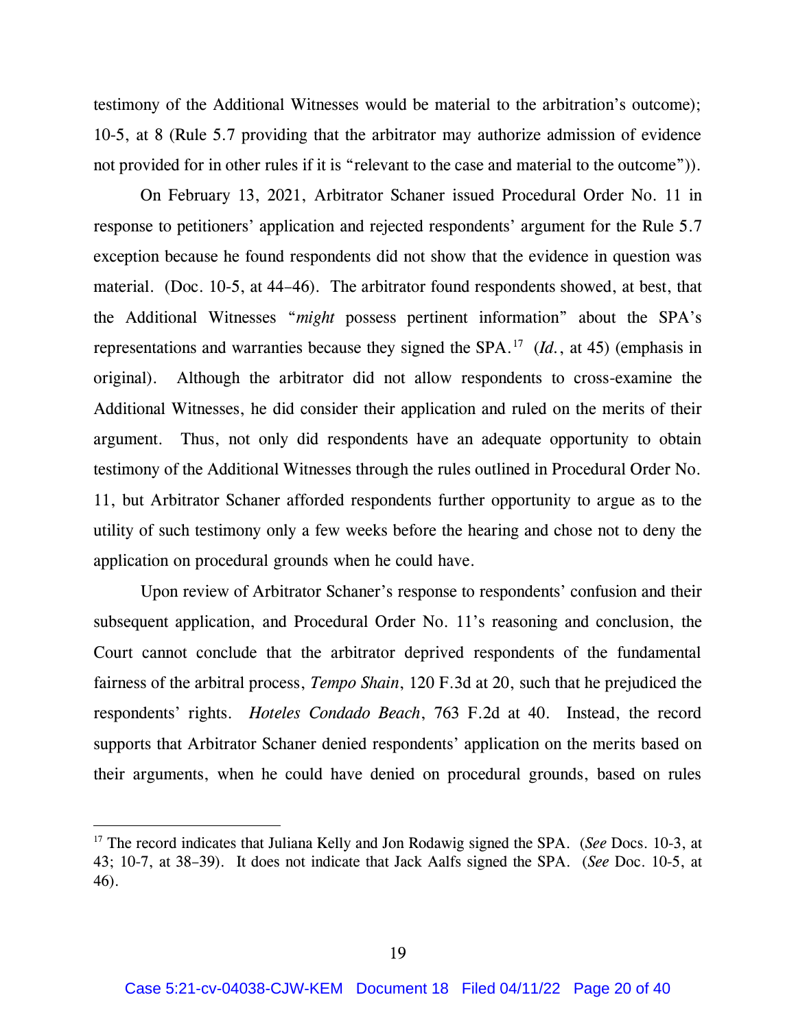testimony of the Additional Witnesses would be material to the arbitration's outcome); 10-5, at 8 (Rule 5.7 providing that the arbitrator may authorize admission of evidence not provided for in other rules if it is "relevant to the case and material to the outcome")).

On February 13, 2021, Arbitrator Schaner issued Procedural Order No. 11 in response to petitioners' application and rejected respondents' argument for the Rule 5.7 exception because he found respondents did not show that the evidence in question was material. (Doc. 10-5, at 44–46). The arbitrator found respondents showed, at best, that the Additional Witnesses "*might* possess pertinent information" about the SPA's representations and warranties because they signed the SPA.[17] (*Id.*, at 45) (emphasis in original). Although the arbitrator did not allow respondents to cross-examine the Additional Witnesses, he did consider their application and ruled on the merits of their argument. Thus, not only did respondents have an adequate opportunity to obtain testimony of the Additional Witnesses through the rules outlined in Procedural Order No. 11, but Arbitrator Schaner afforded respondents further opportunity to argue as to the utility of such testimony only a few weeks before the hearing and chose not to deny the application on procedural grounds when he could have.

Upon review of Arbitrator Schaner's response to respondents' confusion and their subsequent application, and Procedural Order No. 11's reasoning and conclusion, the Court cannot conclude that the arbitrator deprived respondents of the fundamental fairness of the arbitral process, *Tempo Shain*, 120 F.3d at 20, such that he prejudiced the respondents' rights. *Hoteles Condado Beach*, 763 F.2d at 40. Instead, the record supports that Arbitrator Schaner denied respondents' application on the merits based on their arguments, when he could have denied on procedural grounds, based on rules

[17] The record indicates that Juliana Kelly and Jon Rodawig signed the SPA. (*See* Docs. 10-3, at 43; 10-7, at 38–39). It does not indicate that Jack Aalfs signed the SPA. (*See* Doc. 10-5, at 46).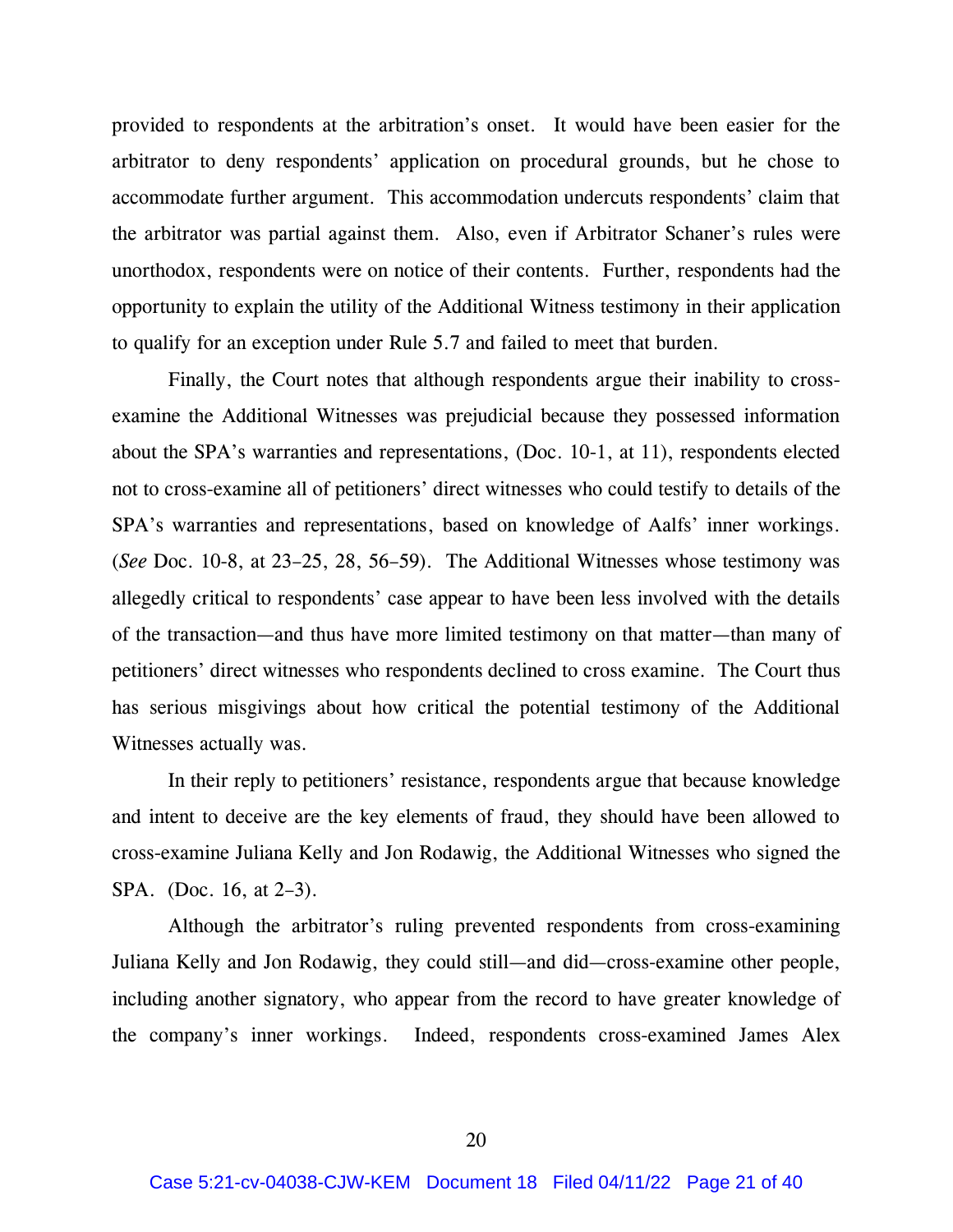provided to respondents at the arbitration's onset. It would have been easier for the arbitrator to deny respondents' application on procedural grounds, but he chose to accommodate further argument. This accommodation undercuts respondents' claim that the arbitrator was partial against them. Also, even if Arbitrator Schaner's rules were unorthodox, respondents were on notice of their contents. Further, respondents had the opportunity to explain the utility of the Additional Witness testimony in their application to qualify for an exception under Rule 5.7 and failed to meet that burden.

Finally, the Court notes that although respondents argue their inability to cross-examine the Additional Witnesses was prejudicial because they possessed information about the SPA's warranties and representations, (Doc. 10-1, at 11), respondents elected not to cross-examine all of petitioners' direct witnesses who could testify to details of the SPA's warranties and representations, based on knowledge of Aalfs' inner workings. (*See* Doc. 10-8, at 23–25, 28, 56–59). The Additional Witnesses whose testimony was allegedly critical to respondents' case appear to have been less involved with the details of the transaction—and thus have more limited testimony on that matter—than many of petitioners' direct witnesses who respondents declined to cross examine. The Court thus has serious misgivings about how critical the potential testimony of the Additional Witnesses actually was.

In their reply to petitioners' resistance, respondents argue that because knowledge and intent to deceive are the key elements of fraud, they should have been allowed to cross-examine Juliana Kelly and Jon Rodawig, the Additional Witnesses who signed the SPA. (Doc. 16, at 2–3).

Although the arbitrator's ruling prevented respondents from cross-examining Juliana Kelly and Jon Rodawig, they could still—and did—cross-examine other people, including another signatory, who appear from the record to have greater knowledge of the company's inner workings. Indeed, respondents cross-examined James Alex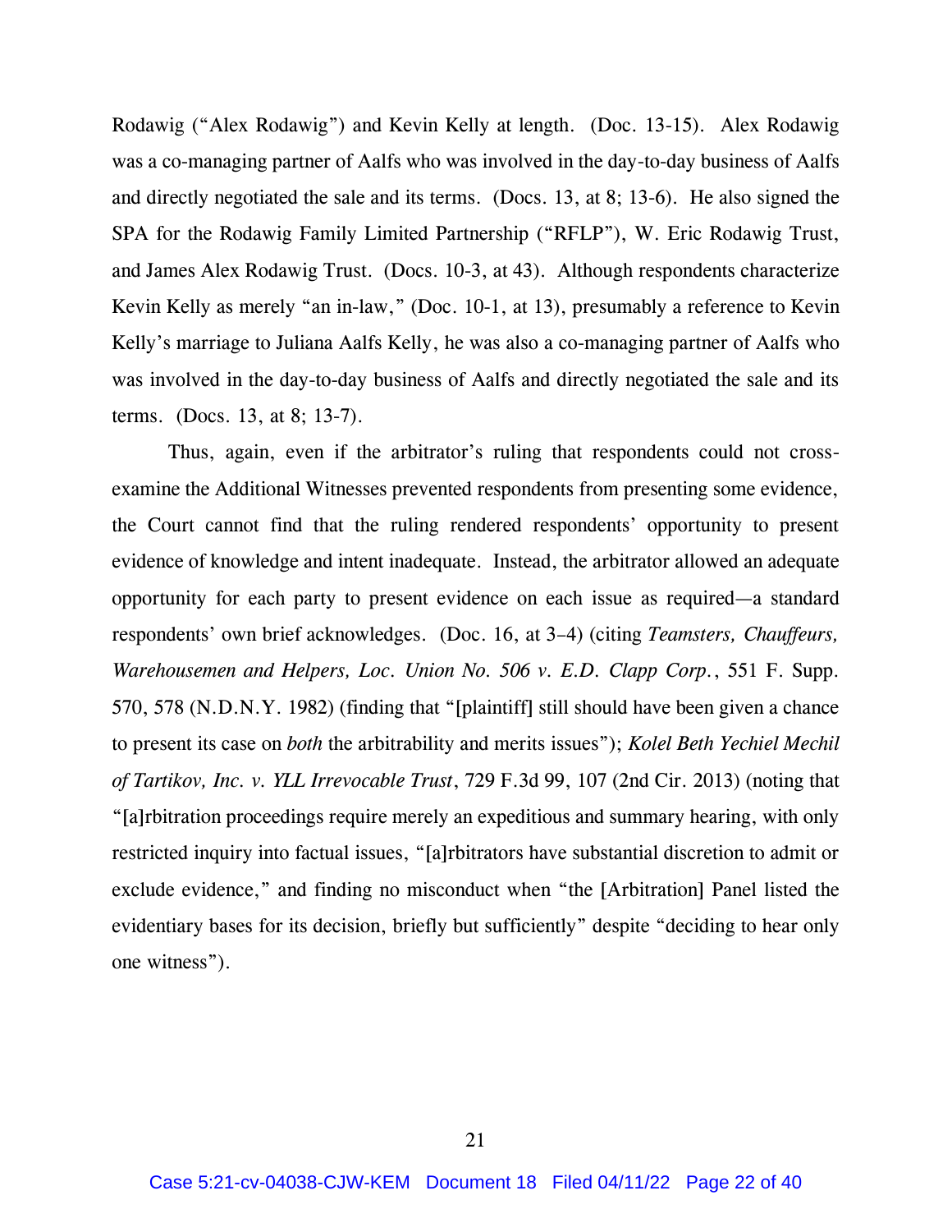Rodawig ("Alex Rodawig") and Kevin Kelly at length. (Doc. 13-15). Alex Rodawig was a co-managing partner of Aalfs who was involved in the day-to-day business of Aalfs and directly negotiated the sale and its terms. (Docs. 13, at 8; 13-6). He also signed the SPA for the Rodawig Family Limited Partnership ("RFLP"), W. Eric Rodawig Trust, and James Alex Rodawig Trust. (Docs. 10-3, at 43). Although respondents characterize Kevin Kelly as merely "an in-law," (Doc. 10-1, at 13), presumably a reference to Kevin Kelly's marriage to Juliana Aalfs Kelly, he was also a co-managing partner of Aalfs who was involved in the day-to-day business of Aalfs and directly negotiated the sale and its terms. (Docs. 13, at 8; 13-7).

Thus, again, even if the arbitrator's ruling that respondents could not cross-examine the Additional Witnesses prevented respondents from presenting some evidence, the Court cannot find that the ruling rendered respondents' opportunity to present evidence of knowledge and intent inadequate. Instead, the arbitrator allowed an adequate opportunity for each party to present evidence on each issue as required—a standard respondents' own brief acknowledges. (Doc. 16, at 3–4) (citing *Teamsters, Chauffeurs, Warehousemen and Helpers, Loc. Union No. 506 v. E.D. Clapp Corp.*, 551 F. Supp. 570, 578 (N.D.N.Y. 1982) (finding that "[plaintiff] still should have been given a chance to present its case on *both* the arbitrability and merits issues"); *Kolel Beth Yechiel Mechil of Tartikov, Inc. v. YLL Irrevocable Trust*, 729 F.3d 99, 107 (2nd Cir. 2013) (noting that "[a]rbitration proceedings require merely an expeditious and summary hearing, with only restricted inquiry into factual issues, "[a]rbitrators have substantial discretion to admit or exclude evidence," and finding no misconduct when "the [Arbitration] Panel listed the evidentiary bases for its decision, briefly but sufficiently" despite "deciding to hear only one witness").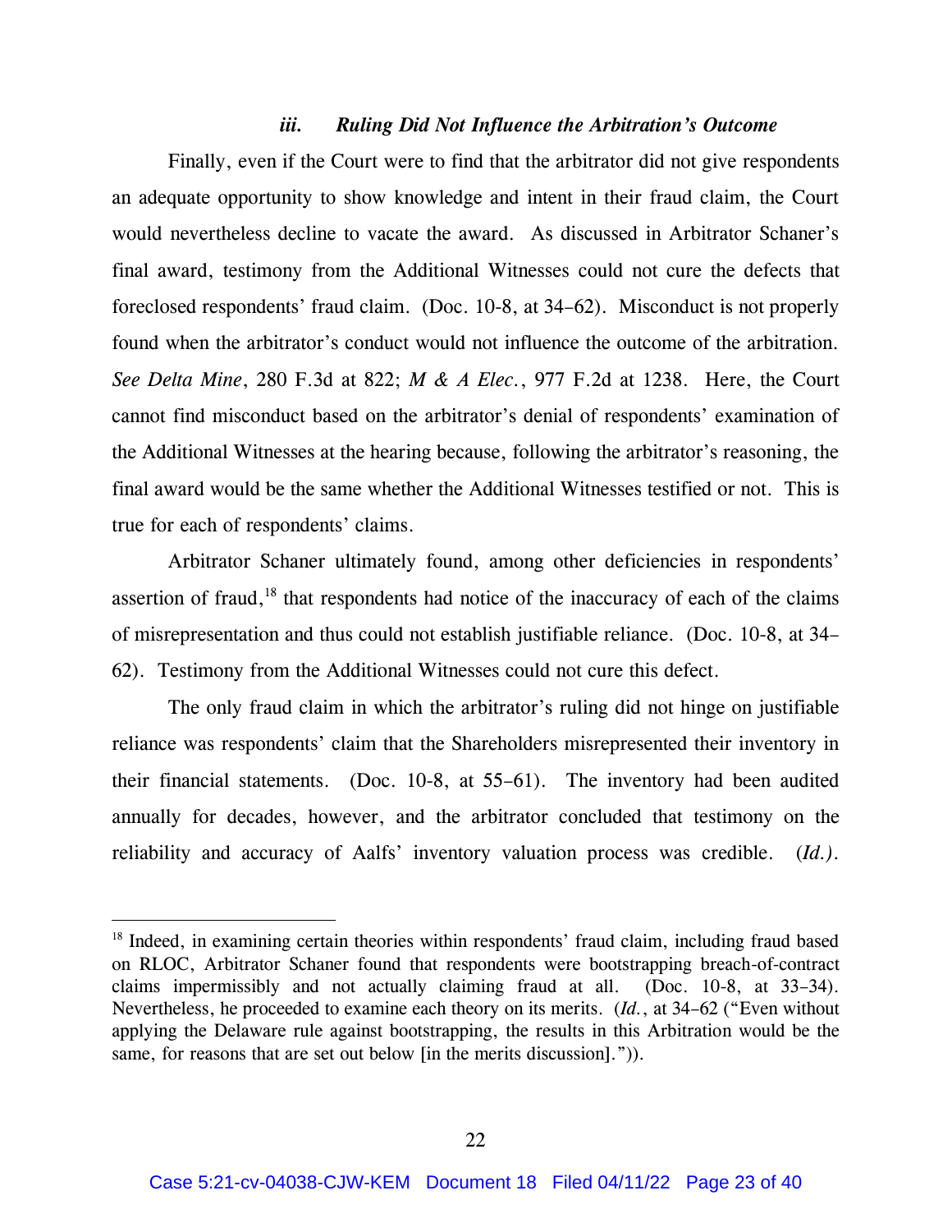### *iii. Ruling Did Not Influence the Arbitration's Outcome*

Finally, even if the Court were to find that the arbitrator did not give respondents an adequate opportunity to show knowledge and intent in their fraud claim, the Court would nevertheless decline to vacate the award. As discussed in Arbitrator Schaner's final award, testimony from the Additional Witnesses could not cure the defects that foreclosed respondents' fraud claim. (Doc. 10-8, at 34–62). Misconduct is not properly found when the arbitrator's conduct would not influence the outcome of the arbitration. *See Delta Mine*, 280 F.3d at 822; *M & A Elec.*, 977 F.2d at 1238. Here, the Court cannot find misconduct based on the arbitrator's denial of respondents' examination of the Additional Witnesses at the hearing because, following the arbitrator's reasoning, the final award would be the same whether the Additional Witnesses testified or not. This is true for each of respondents' claims.

Arbitrator Schaner ultimately found, among other deficiencies in respondents' assertion of fraud,[18] that respondents had notice of the inaccuracy of each of the claims of misrepresentation and thus could not establish justifiable reliance. (Doc. 10-8, at 34–62). Testimony from the Additional Witnesses could not cure this defect.

The only fraud claim in which the arbitrator's ruling did not hinge on justifiable reliance was respondents' claim that the Shareholders misrepresented their inventory in their financial statements. (Doc. 10-8, at 55–61). The inventory had been audited annually for decades, however, and the arbitrator concluded that testimony on the reliability and accuracy of Aalfs' inventory valuation process was credible. (*Id.*).

---

[18] Indeed, in examining certain theories within respondents' fraud claim, including fraud based on RLOC, Arbitrator Schaner found that respondents were bootstrapping breach-of-contract claims impermissibly and not actually claiming fraud at all. (Doc. 10-8, at 33–34). Nevertheless, he proceeded to examine each theory on its merits. (*Id.*, at 34–62 ("Even without applying the Delaware rule against bootstrapping, the results in this Arbitration would be the same, for reasons that are set out below [in the merits discussion].")).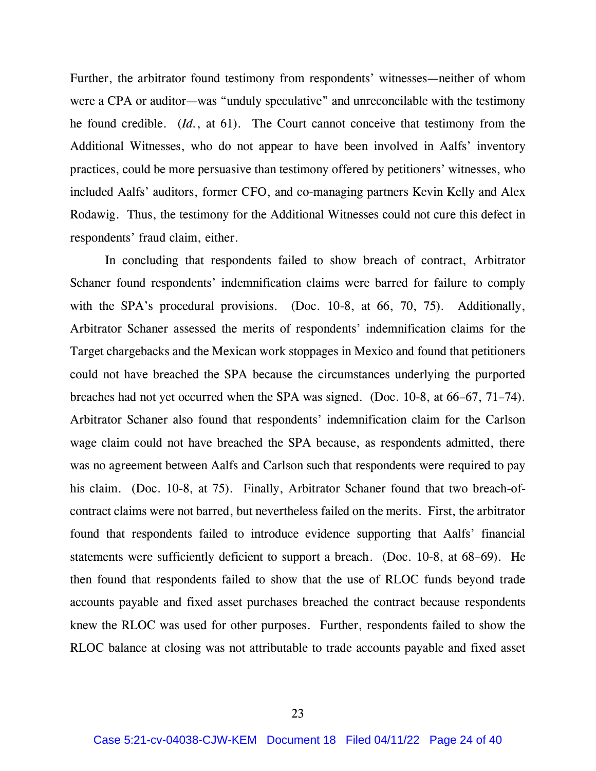Further, the arbitrator found testimony from respondents' witnesses—neither of whom were a CPA or auditor—was "unduly speculative" and unreconcilable with the testimony he found credible. (*Id.*, at 61). The Court cannot conceive that testimony from the Additional Witnesses, who do not appear to have been involved in Aalfs' inventory practices, could be more persuasive than testimony offered by petitioners' witnesses, who included Aalfs' auditors, former CFO, and co-managing partners Kevin Kelly and Alex Rodawig. Thus, the testimony for the Additional Witnesses could not cure this defect in respondents' fraud claim, either.

In concluding that respondents failed to show breach of contract, Arbitrator Schaner found respondents' indemnification claims were barred for failure to comply with the SPA's procedural provisions. (Doc. 10-8, at 66, 70, 75). Additionally, Arbitrator Schaner assessed the merits of respondents' indemnification claims for the Target chargebacks and the Mexican work stoppages in Mexico and found that petitioners could not have breached the SPA because the circumstances underlying the purported breaches had not yet occurred when the SPA was signed. (Doc. 10-8, at 66–67, 71–74). Arbitrator Schaner also found that respondents' indemnification claim for the Carlson wage claim could not have breached the SPA because, as respondents admitted, there was no agreement between Aalfs and Carlson such that respondents were required to pay his claim. (Doc. 10-8, at 75). Finally, Arbitrator Schaner found that two breach-of-contract claims were not barred, but nevertheless failed on the merits. First, the arbitrator found that respondents failed to introduce evidence supporting that Aalfs' financial statements were sufficiently deficient to support a breach. (Doc. 10-8, at 68–69). He then found that respondents failed to show that the use of RLOC funds beyond trade accounts payable and fixed asset purchases breached the contract because respondents knew the RLOC was used for other purposes. Further, respondents failed to show the RLOC balance at closing was not attributable to trade accounts payable and fixed asset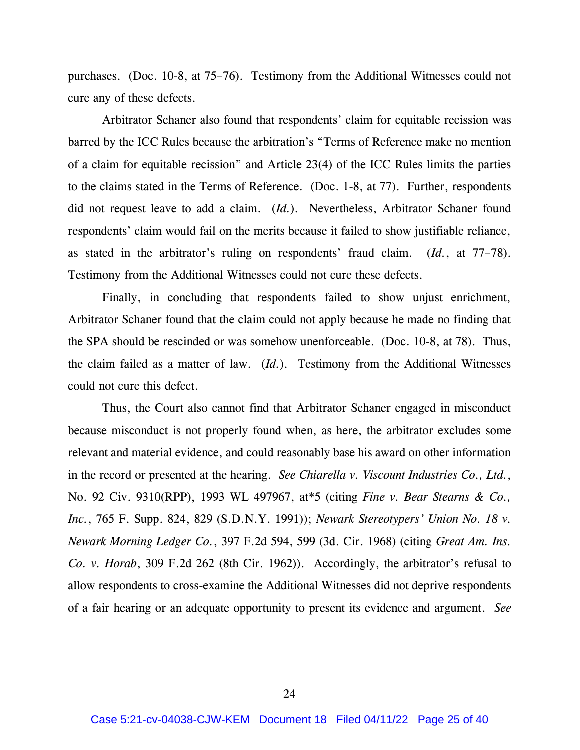purchases. (Doc. 10-8, at 75–76). Testimony from the Additional Witnesses could not cure any of these defects.

Arbitrator Schaner also found that respondents' claim for equitable recission was barred by the ICC Rules because the arbitration's "Terms of Reference make no mention of a claim for equitable recission" and Article 23(4) of the ICC Rules limits the parties to the claims stated in the Terms of Reference. (Doc. 1-8, at 77). Further, respondents did not request leave to add a claim. (*Id.*). Nevertheless, Arbitrator Schaner found respondents' claim would fail on the merits because it failed to show justifiable reliance, as stated in the arbitrator's ruling on respondents' fraud claim. (*Id.*, at 77–78). Testimony from the Additional Witnesses could not cure these defects.

Finally, in concluding that respondents failed to show unjust enrichment, Arbitrator Schaner found that the claim could not apply because he made no finding that the SPA should be rescinded or was somehow unenforceable. (Doc. 10-8, at 78). Thus, the claim failed as a matter of law. (*Id.*). Testimony from the Additional Witnesses could not cure this defect.

Thus, the Court also cannot find that Arbitrator Schaner engaged in misconduct because misconduct is not properly found when, as here, the arbitrator excludes some relevant and material evidence, and could reasonably base his award on other information in the record or presented at the hearing. *See Chiarella v. Viscount Industries Co., Ltd.*, No. 92 Civ. 9310(RPP), 1993 WL 497967, at*5 (citing *Fine v. Bear Stearns & Co., Inc.*, 765 F. Supp. 824, 829 (S.D.N.Y. 1991)); *Newark Stereotypers' Union No. 18 v. Newark Morning Ledger Co.*, 397 F.2d 594, 599 (3d. Cir. 1968) (citing *Great Am. Ins. Co. v. Horab*, 309 F.2d 262 (8th Cir. 1962)). Accordingly, the arbitrator's refusal to allow respondents to cross-examine the Additional Witnesses did not deprive respondents of a fair hearing or an adequate opportunity to present its evidence and argument. *See*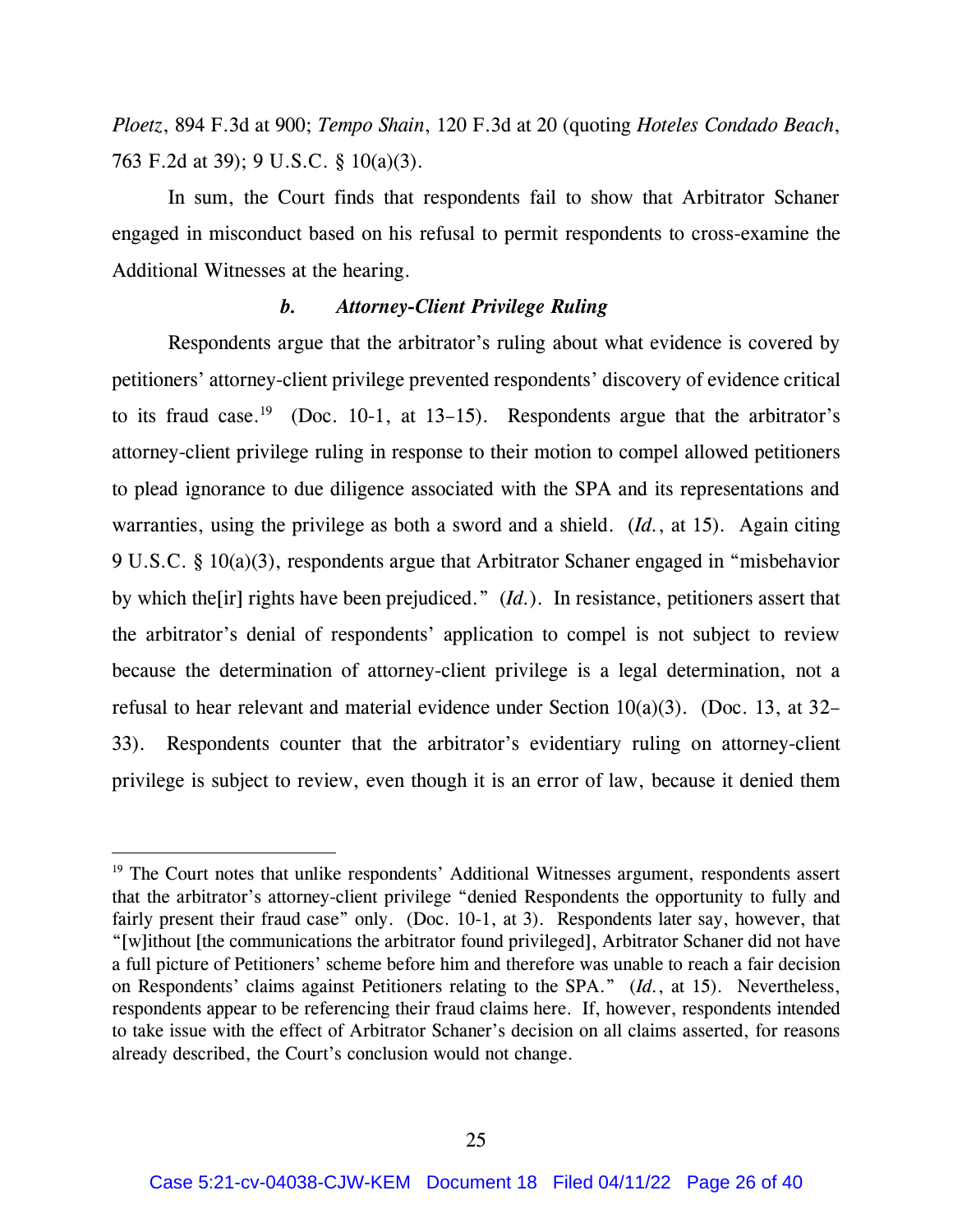*Ploetz*, 894 F.3d at 900; *Tempo Shain*, 120 F.3d at 20 (quoting *Hoteles Condado Beach*, 763 F.2d at 39); 9 U.S.C. § 10(a)(3).

In sum, the Court finds that respondents fail to show that Arbitrator Schaner engaged in misconduct based on his refusal to permit respondents to cross-examine the Additional Witnesses at the hearing.

***b. Attorney-Client Privilege Ruling***

Respondents argue that the arbitrator's ruling about what evidence is covered by petitioners' attorney-client privilege prevented respondents' discovery of evidence critical to its fraud case.[19] (Doc. 10-1, at 13–15). Respondents argue that the arbitrator's attorney-client privilege ruling in response to their motion to compel allowed petitioners to plead ignorance to due diligence associated with the SPA and its representations and warranties, using the privilege as both a sword and a shield. (*Id.*, at 15). Again citing 9 U.S.C. § 10(a)(3), respondents argue that Arbitrator Schaner engaged in "misbehavior by which the[ir] rights have been prejudiced." (*Id.*). In resistance, petitioners assert that the arbitrator's denial of respondents' application to compel is not subject to review because the determination of attorney-client privilege is a legal determination, not a refusal to hear relevant and material evidence under Section 10(a)(3). (Doc. 13, at 32–33). Respondents counter that the arbitrator's evidentiary ruling on attorney-client privilege is subject to review, even though it is an error of law, because it denied them

---

[19] The Court notes that unlike respondents' Additional Witnesses argument, respondents assert that the arbitrator's attorney-client privilege "denied Respondents the opportunity to fully and fairly present their fraud case" only. (Doc. 10-1, at 3). Respondents later say, however, that "[w]ithout [the communications the arbitrator found privileged], Arbitrator Schaner did not have a full picture of Petitioners' scheme before him and therefore was unable to reach a fair decision on Respondents' claims against Petitioners relating to the SPA." (*Id.*, at 15). Nevertheless, respondents appear to be referencing their fraud claims here. If, however, respondents intended to take issue with the effect of Arbitrator Schaner's decision on all claims asserted, for reasons already described, the Court's conclusion would not change.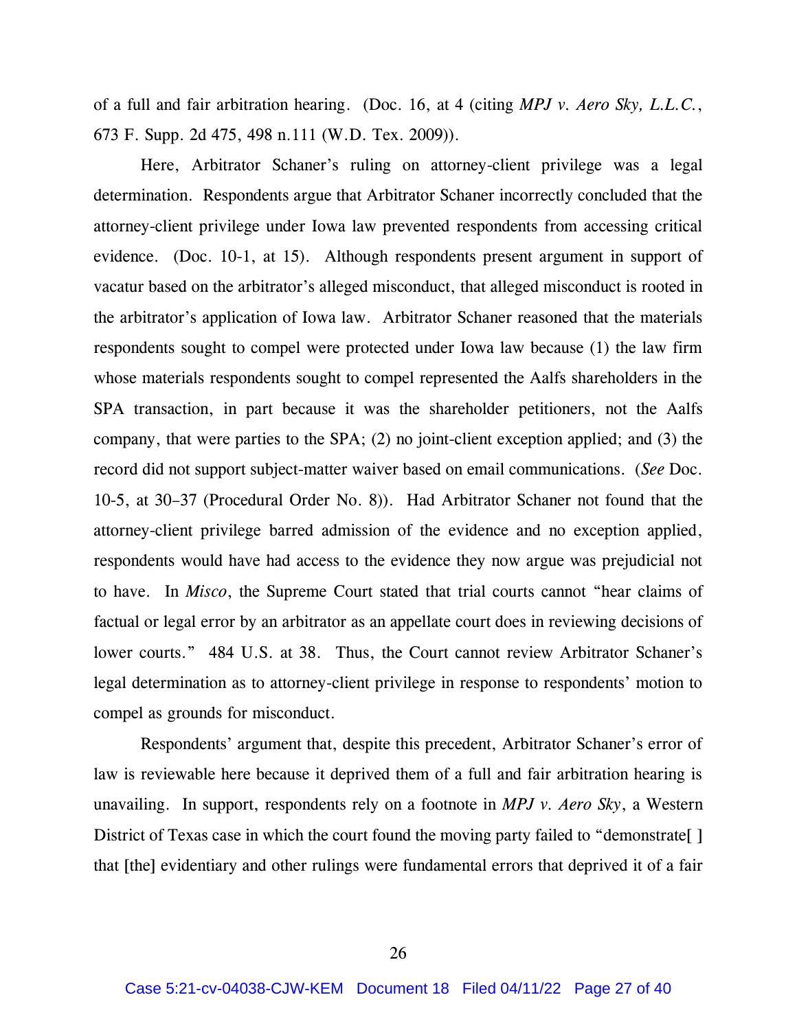of a full and fair arbitration hearing. (Doc. 16, at 4 (citing *MPJ v. Aero Sky, L.L.C.*, 673 F. Supp. 2d 475, 498 n.111 (W.D. Tex. 2009)).

Here, Arbitrator Schaner's ruling on attorney-client privilege was a legal determination. Respondents argue that Arbitrator Schaner incorrectly concluded that the attorney-client privilege under Iowa law prevented respondents from accessing critical evidence. (Doc. 10-1, at 15). Although respondents present argument in support of vacatur based on the arbitrator's alleged misconduct, that alleged misconduct is rooted in the arbitrator's application of Iowa law. Arbitrator Schaner reasoned that the materials respondents sought to compel were protected under Iowa law because (1) the law firm whose materials respondents sought to compel represented the Aalfs shareholders in the SPA transaction, in part because it was the shareholder petitioners, not the Aalfs company, that were parties to the SPA; (2) no joint-client exception applied; and (3) the record did not support subject-matter waiver based on email communications. (*See* Doc. 10-5, at 30–37 (Procedural Order No. 8)). Had Arbitrator Schaner not found that the attorney-client privilege barred admission of the evidence and no exception applied, respondents would have had access to the evidence they now argue was prejudicial not to have. In *Misco*, the Supreme Court stated that trial courts cannot "hear claims of factual or legal error by an arbitrator as an appellate court does in reviewing decisions of lower courts." 484 U.S. at 38. Thus, the Court cannot review Arbitrator Schaner's legal determination as to attorney-client privilege in response to respondents' motion to compel as grounds for misconduct.

Respondents' argument that, despite this precedent, Arbitrator Schaner's error of law is reviewable here because it deprived them of a full and fair arbitration hearing is unavailing. In support, respondents rely on a footnote in *MPJ v. Aero Sky*, a Western District of Texas case in which the court found the moving party failed to "demonstrate[ ] that [the] evidentiary and other rulings were fundamental errors that deprived it of a fair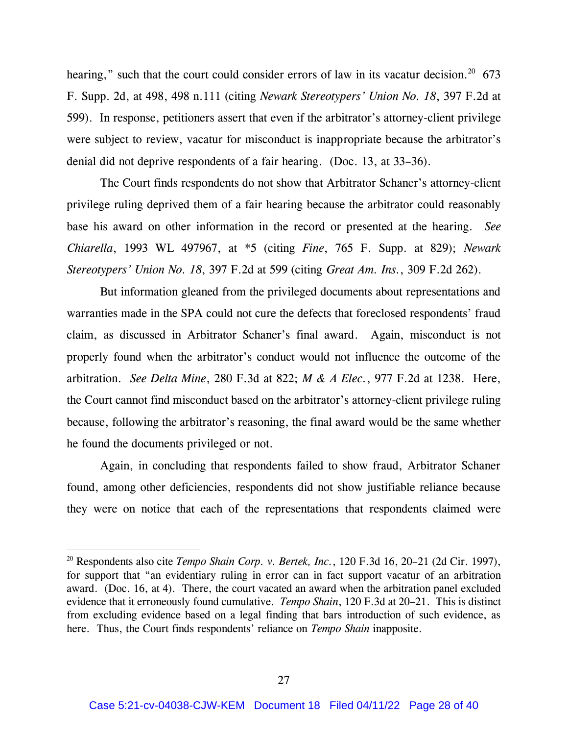hearing," such that the court could consider errors of law in its vacatur decision.[20] 673 F. Supp. 2d, at 498, 498 n.111 (citing *Newark Stereotypers' Union No. 18*, 397 F.2d at 599). In response, petitioners assert that even if the arbitrator's attorney-client privilege were subject to review, vacatur for misconduct is inappropriate because the arbitrator's denial did not deprive respondents of a fair hearing. (Doc. 13, at 33–36).

The Court finds respondents do not show that Arbitrator Schaner's attorney-client privilege ruling deprived them of a fair hearing because the arbitrator could reasonably base his award on other information in the record or presented at the hearing. *See Chiarella*, 1993 WL 497967, at *5 (citing *Fine*, 765 F. Supp. at 829); *Newark Stereotypers' Union No. 18*, 397 F.2d at 599 (citing *Great Am. Ins.*, 309 F.2d 262).

But information gleaned from the privileged documents about representations and warranties made in the SPA could not cure the defects that foreclosed respondents' fraud claim, as discussed in Arbitrator Schaner's final award. Again, misconduct is not properly found when the arbitrator's conduct would not influence the outcome of the arbitration. *See Delta Mine*, 280 F.3d at 822; *M & A Elec.*, 977 F.2d at 1238. Here, the Court cannot find misconduct based on the arbitrator's attorney-client privilege ruling because, following the arbitrator's reasoning, the final award would be the same whether he found the documents privileged or not.

Again, in concluding that respondents failed to show fraud, Arbitrator Schaner found, among other deficiencies, respondents did not show justifiable reliance because they were on notice that each of the representations that respondents claimed were

---

[20] Respondents also cite *Tempo Shain Corp. v. Bertek, Inc.*, 120 F.3d 16, 20–21 (2d Cir. 1997), for support that "an evidentiary ruling in error can in fact support vacatur of an arbitration award. (Doc. 16, at 4). There, the court vacated an award when the arbitration panel excluded evidence that it erroneously found cumulative. *Tempo Shain*, 120 F.3d at 20–21. This is distinct from excluding evidence based on a legal finding that bars introduction of such evidence, as here. Thus, the Court finds respondents' reliance on *Tempo Shain* inapposite.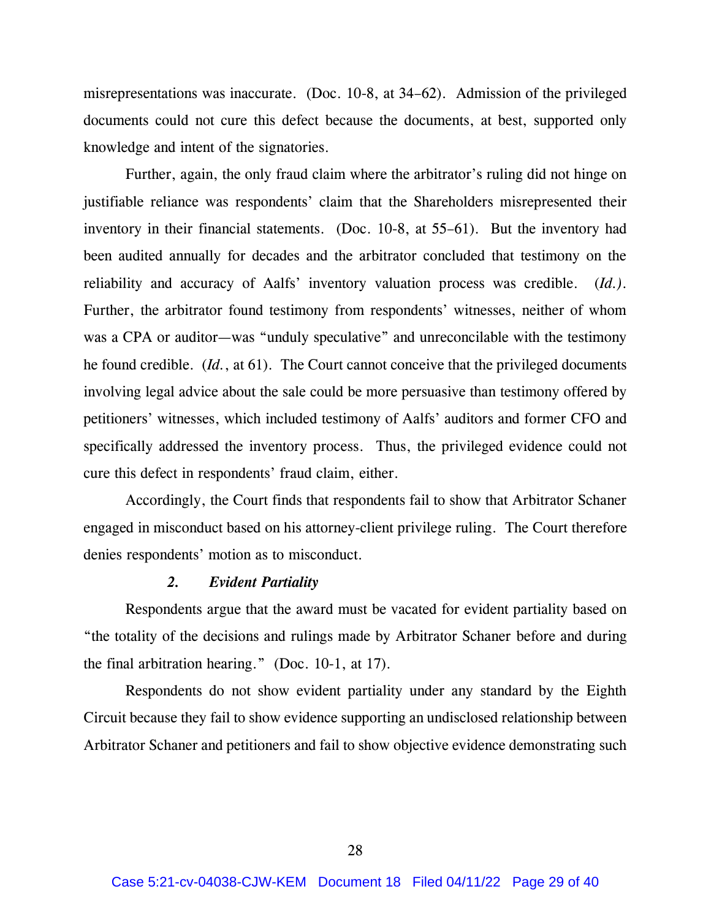misrepresentations was inaccurate. (Doc. 10-8, at 34–62). Admission of the privileged documents could not cure this defect because the documents, at best, supported only knowledge and intent of the signatories.

Further, again, the only fraud claim where the arbitrator's ruling did not hinge on justifiable reliance was respondents' claim that the Shareholders misrepresented their inventory in their financial statements. (Doc. 10-8, at 55–61). But the inventory had been audited annually for decades and the arbitrator concluded that testimony on the reliability and accuracy of Aalfs' inventory valuation process was credible. (*Id.*). Further, the arbitrator found testimony from respondents' witnesses, neither of whom was a CPA or auditor—was "unduly speculative" and unreconcilable with the testimony he found credible. (*Id.*, at 61). The Court cannot conceive that the privileged documents involving legal advice about the sale could be more persuasive than testimony offered by petitioners' witnesses, which included testimony of Aalfs' auditors and former CFO and specifically addressed the inventory process. Thus, the privileged evidence could not cure this defect in respondents' fraud claim, either.

Accordingly, the Court finds that respondents fail to show that Arbitrator Schaner engaged in misconduct based on his attorney-client privilege ruling. The Court therefore denies respondents' motion as to misconduct.

### ***2. Evident Partiality***

Respondents argue that the award must be vacated for evident partiality based on "the totality of the decisions and rulings made by Arbitrator Schaner before and during the final arbitration hearing." (Doc. 10-1, at 17).

Respondents do not show evident partiality under any standard by the Eighth Circuit because they fail to show evidence supporting an undisclosed relationship between Arbitrator Schaner and petitioners and fail to show objective evidence demonstrating such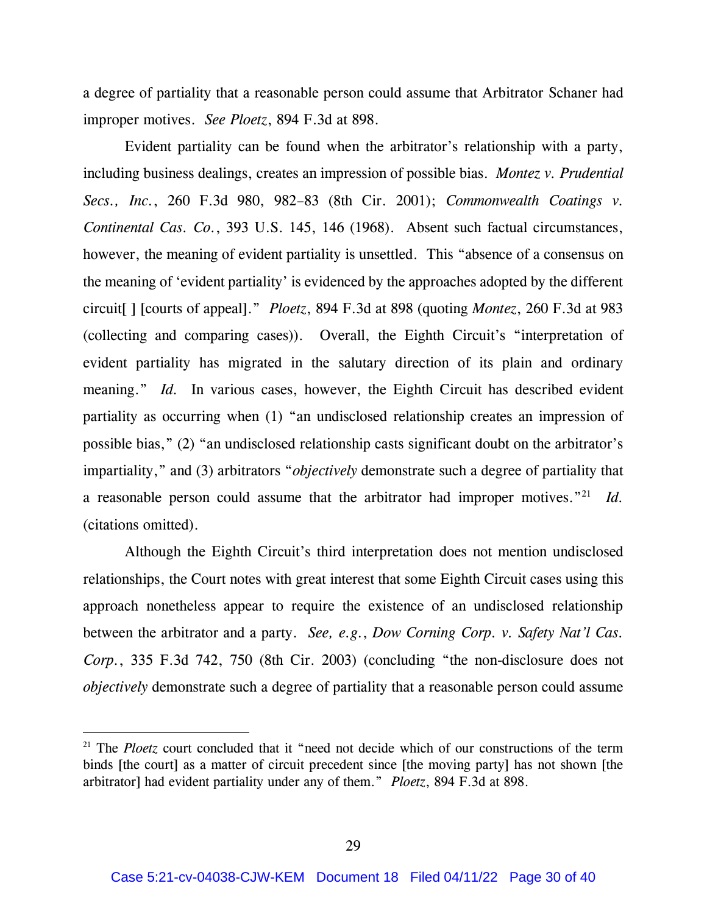a degree of partiality that a reasonable person could assume that Arbitrator Schaner had improper motives. *See Ploetz*, 894 F.3d at 898.

Evident partiality can be found when the arbitrator's relationship with a party, including business dealings, creates an impression of possible bias. *Montez v. Prudential Secs., Inc.*, 260 F.3d 980, 982–83 (8th Cir. 2001); *Commonwealth Coatings v. Continental Cas. Co.*, 393 U.S. 145, 146 (1968). Absent such factual circumstances, however, the meaning of evident partiality is unsettled. This "absence of a consensus on the meaning of 'evident partiality' is evidenced by the approaches adopted by the different circuit[ ] [courts of appeal]." *Ploetz*, 894 F.3d at 898 (quoting *Montez*, 260 F.3d at 983 (collecting and comparing cases)). Overall, the Eighth Circuit's "interpretation of evident partiality has migrated in the salutary direction of its plain and ordinary meaning." *Id.* In various cases, however, the Eighth Circuit has described evident partiality as occurring when (1) "an undisclosed relationship creates an impression of possible bias," (2) "an undisclosed relationship casts significant doubt on the arbitrator's impartiality," and (3) arbitrators "*objectively* demonstrate such a degree of partiality that a reasonable person could assume that the arbitrator had improper motives."[21] *Id.* (citations omitted).

Although the Eighth Circuit's third interpretation does not mention undisclosed relationships, the Court notes with great interest that some Eighth Circuit cases using this approach nonetheless appear to require the existence of an undisclosed relationship between the arbitrator and a party. *See, e.g.*, *Dow Corning Corp. v. Safety Nat'l Cas. Corp.*, 335 F.3d 742, 750 (8th Cir. 2003) (concluding "the non-disclosure does not *objectively* demonstrate such a degree of partiality that a reasonable person could assume

[21] The *Ploetz* court concluded that it "need not decide which of our constructions of the term binds [the court] as a matter of circuit precedent since [the moving party] has not shown [the arbitrator] had evident partiality under any of them." *Ploetz*, 894 F.3d at 898.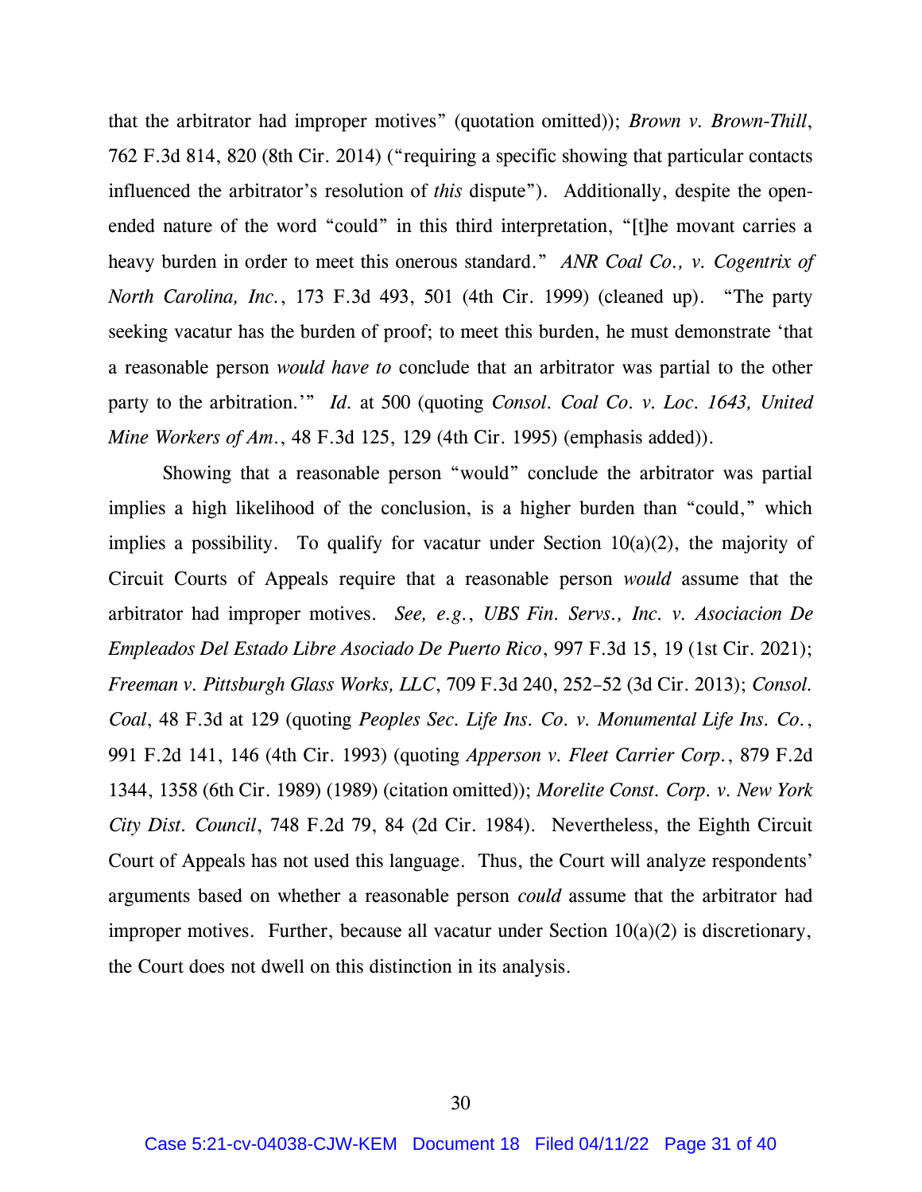that the arbitrator had improper motives" (quotation omitted)); *Brown v. Brown-Thill*, 762 F.3d 814, 820 (8th Cir. 2014) ("requiring a specific showing that particular contacts influenced the arbitrator's resolution of *this* dispute"). Additionally, despite the open-ended nature of the word "could" in this third interpretation, "[t]he movant carries a heavy burden in order to meet this onerous standard." *ANR Coal Co., v. Cogentrix of North Carolina, Inc.*, 173 F.3d 493, 501 (4th Cir. 1999) (cleaned up). "The party seeking vacatur has the burden of proof; to meet this burden, he must demonstrate 'that a reasonable person *would have to* conclude that an arbitrator was partial to the other party to the arbitration.'" *Id.* at 500 (quoting *Consol. Coal Co. v. Loc. 1643, United Mine Workers of Am.*, 48 F.3d 125, 129 (4th Cir. 1995) (emphasis added)).

Showing that a reasonable person "would" conclude the arbitrator was partial implies a high likelihood of the conclusion, is a higher burden than "could," which implies a possibility. To qualify for vacatur under Section 10(a)(2), the majority of Circuit Courts of Appeals require that a reasonable person *would* assume that the arbitrator had improper motives. *See, e.g.*, *UBS Fin. Servs., Inc. v. Asociacion De Empleados Del Estado Libre Asociado De Puerto Rico*, 997 F.3d 15, 19 (1st Cir. 2021); *Freeman v. Pittsburgh Glass Works, LLC*, 709 F.3d 240, 252–52 (3d Cir. 2013); *Consol. Coal*, 48 F.3d at 129 (quoting *Peoples Sec. Life Ins. Co. v. Monumental Life Ins. Co.*, 991 F.2d 141, 146 (4th Cir. 1993) (quoting *Apperson v. Fleet Carrier Corp.*, 879 F.2d 1344, 1358 (6th Cir. 1989) (1989) (citation omitted)); *Morelite Const. Corp. v. New York City Dist. Council*, 748 F.2d 79, 84 (2d Cir. 1984). Nevertheless, the Eighth Circuit Court of Appeals has not used this language. Thus, the Court will analyze respondents' arguments based on whether a reasonable person *could* assume that the arbitrator had improper motives. Further, because all vacatur under Section 10(a)(2) is discretionary, the Court does not dwell on this distinction in its analysis.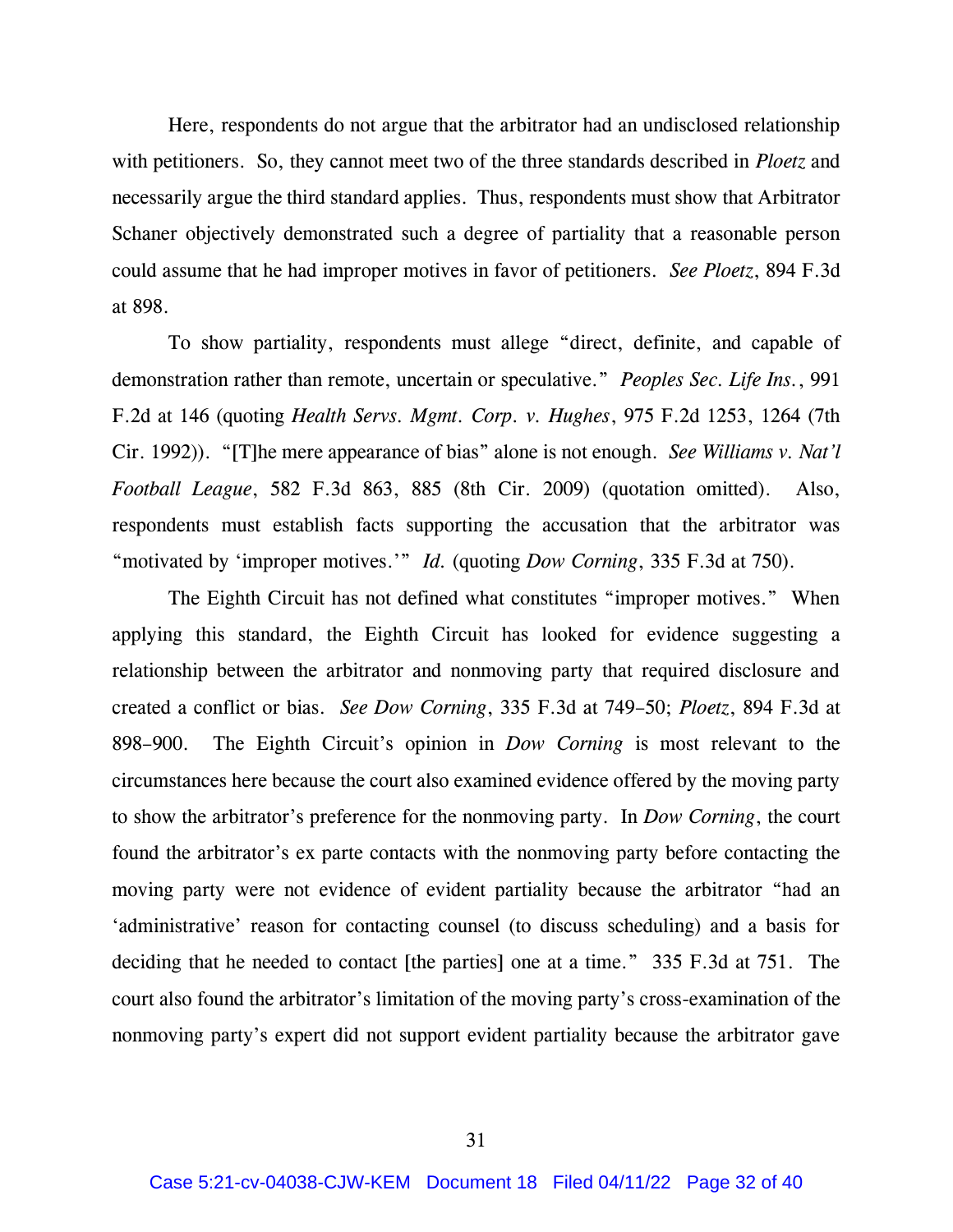Here, respondents do not argue that the arbitrator had an undisclosed relationship with petitioners. So, they cannot meet two of the three standards described in *Ploetz* and necessarily argue the third standard applies. Thus, respondents must show that Arbitrator Schaner objectively demonstrated such a degree of partiality that a reasonable person could assume that he had improper motives in favor of petitioners. *See Ploetz*, 894 F.3d at 898.

To show partiality, respondents must allege "direct, definite, and capable of demonstration rather than remote, uncertain or speculative." *Peoples Sec. Life Ins.*, 991 F.2d at 146 (quoting *Health Servs. Mgmt. Corp. v. Hughes*, 975 F.2d 1253, 1264 (7th Cir. 1992)). "[T]he mere appearance of bias" alone is not enough. *See Williams v. Nat'l Football League*, 582 F.3d 863, 885 (8th Cir. 2009) (quotation omitted). Also, respondents must establish facts supporting the accusation that the arbitrator was "motivated by 'improper motives.'" *Id.* (quoting *Dow Corning*, 335 F.3d at 750).

The Eighth Circuit has not defined what constitutes "improper motives." When applying this standard, the Eighth Circuit has looked for evidence suggesting a relationship between the arbitrator and nonmoving party that required disclosure and created a conflict or bias. *See Dow Corning*, 335 F.3d at 749–50; *Ploetz*, 894 F.3d at 898–900. The Eighth Circuit's opinion in *Dow Corning* is most relevant to the circumstances here because the court also examined evidence offered by the moving party to show the arbitrator's preference for the nonmoving party. In *Dow Corning*, the court found the arbitrator's ex parte contacts with the nonmoving party before contacting the moving party were not evidence of evident partiality because the arbitrator "had an 'administrative' reason for contacting counsel (to discuss scheduling) and a basis for deciding that he needed to contact [the parties] one at a time." 335 F.3d at 751. The court also found the arbitrator's limitation of the moving party's cross-examination of the nonmoving party's expert did not support evident partiality because the arbitrator gave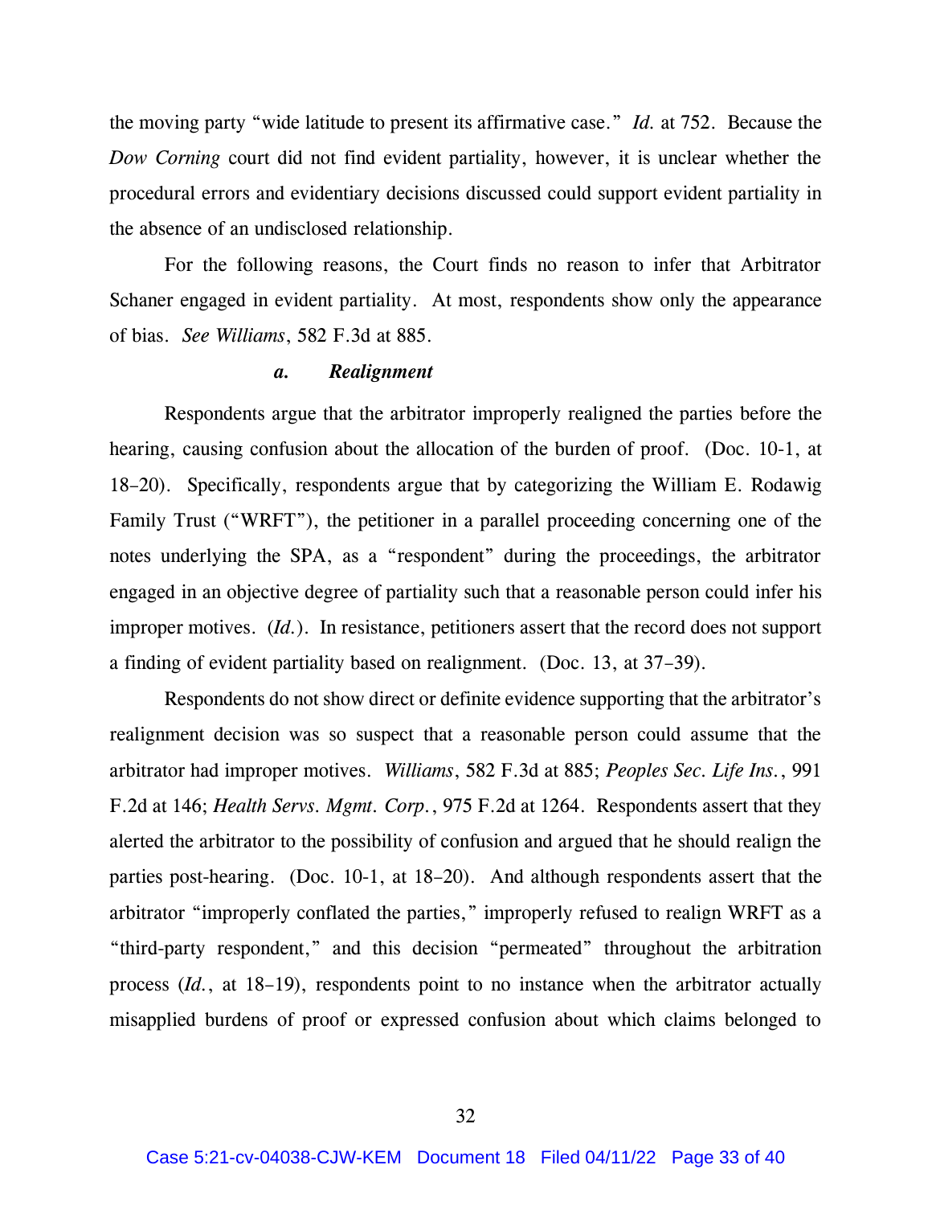the moving party "wide latitude to present its affirmative case." *Id.* at 752. Because the *Dow Corning* court did not find evident partiality, however, it is unclear whether the procedural errors and evidentiary decisions discussed could support evident partiality in the absence of an undisclosed relationship.

For the following reasons, the Court finds no reason to infer that Arbitrator Schaner engaged in evident partiality. At most, respondents show only the appearance of bias. *See Williams*, 582 F.3d at 885.

#### *a. Realignment*

Respondents argue that the arbitrator improperly realigned the parties before the hearing, causing confusion about the allocation of the burden of proof. (Doc. 10-1, at 18–20). Specifically, respondents argue that by categorizing the William E. Rodawig Family Trust ("WRFT"), the petitioner in a parallel proceeding concerning one of the notes underlying the SPA, as a "respondent" during the proceedings, the arbitrator engaged in an objective degree of partiality such that a reasonable person could infer his improper motives. (*Id.*). In resistance, petitioners assert that the record does not support a finding of evident partiality based on realignment. (Doc. 13, at 37–39).

Respondents do not show direct or definite evidence supporting that the arbitrator's realignment decision was so suspect that a reasonable person could assume that the arbitrator had improper motives. *Williams*, 582 F.3d at 885; *Peoples Sec. Life Ins.*, 991 F.2d at 146; *Health Servs. Mgmt. Corp.*, 975 F.2d at 1264. Respondents assert that they alerted the arbitrator to the possibility of confusion and argued that he should realign the parties post-hearing. (Doc. 10-1, at 18–20). And although respondents assert that the arbitrator "improperly conflated the parties," improperly refused to realign WRFT as a "third-party respondent," and this decision "permeated" throughout the arbitration process (*Id.*, at 18–19), respondents point to no instance when the arbitrator actually misapplied burdens of proof or expressed confusion about which claims belonged to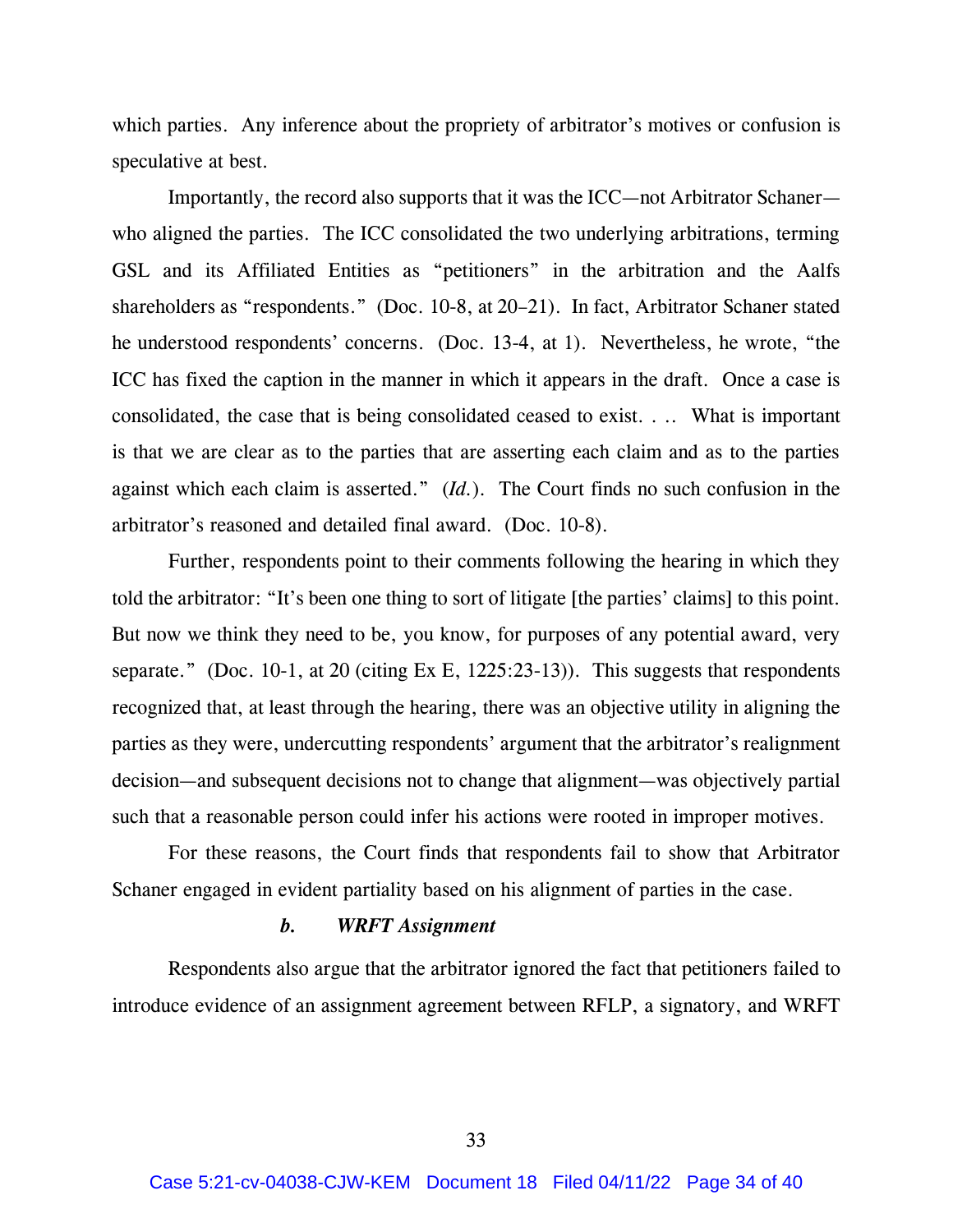which parties. Any inference about the propriety of arbitrator's motives or confusion is speculative at best.

Importantly, the record also supports that it was the ICC—not Arbitrator Schaner—who aligned the parties. The ICC consolidated the two underlying arbitrations, terming GSL and its Affiliated Entities as "petitioners" in the arbitration and the Aalfs shareholders as "respondents." (Doc. 10-8, at 20–21). In fact, Arbitrator Schaner stated he understood respondents' concerns. (Doc. 13-4, at 1). Nevertheless, he wrote, "the ICC has fixed the caption in the manner in which it appears in the draft. Once a case is consolidated, the case that is being consolidated ceased to exist. . .. What is important is that we are clear as to the parties that are asserting each claim and as to the parties against which each claim is asserted." (*Id.*). The Court finds no such confusion in the arbitrator's reasoned and detailed final award. (Doc. 10-8).

Further, respondents point to their comments following the hearing in which they told the arbitrator: "It's been one thing to sort of litigate [the parties' claims] to this point. But now we think they need to be, you know, for purposes of any potential award, very separate." (Doc. 10-1, at 20 (citing Ex E, 1225:23-13)). This suggests that respondents recognized that, at least through the hearing, there was an objective utility in aligning the parties as they were, undercutting respondents' argument that the arbitrator's realignment decision—and subsequent decisions not to change that alignment—was objectively partial such that a reasonable person could infer his actions were rooted in improper motives.

For these reasons, the Court finds that respondents fail to show that Arbitrator Schaner engaged in evident partiality based on his alignment of parties in the case.

***b. WRFT Assignment***

Respondents also argue that the arbitrator ignored the fact that petitioners failed to introduce evidence of an assignment agreement between RFLP, a signatory, and WRFT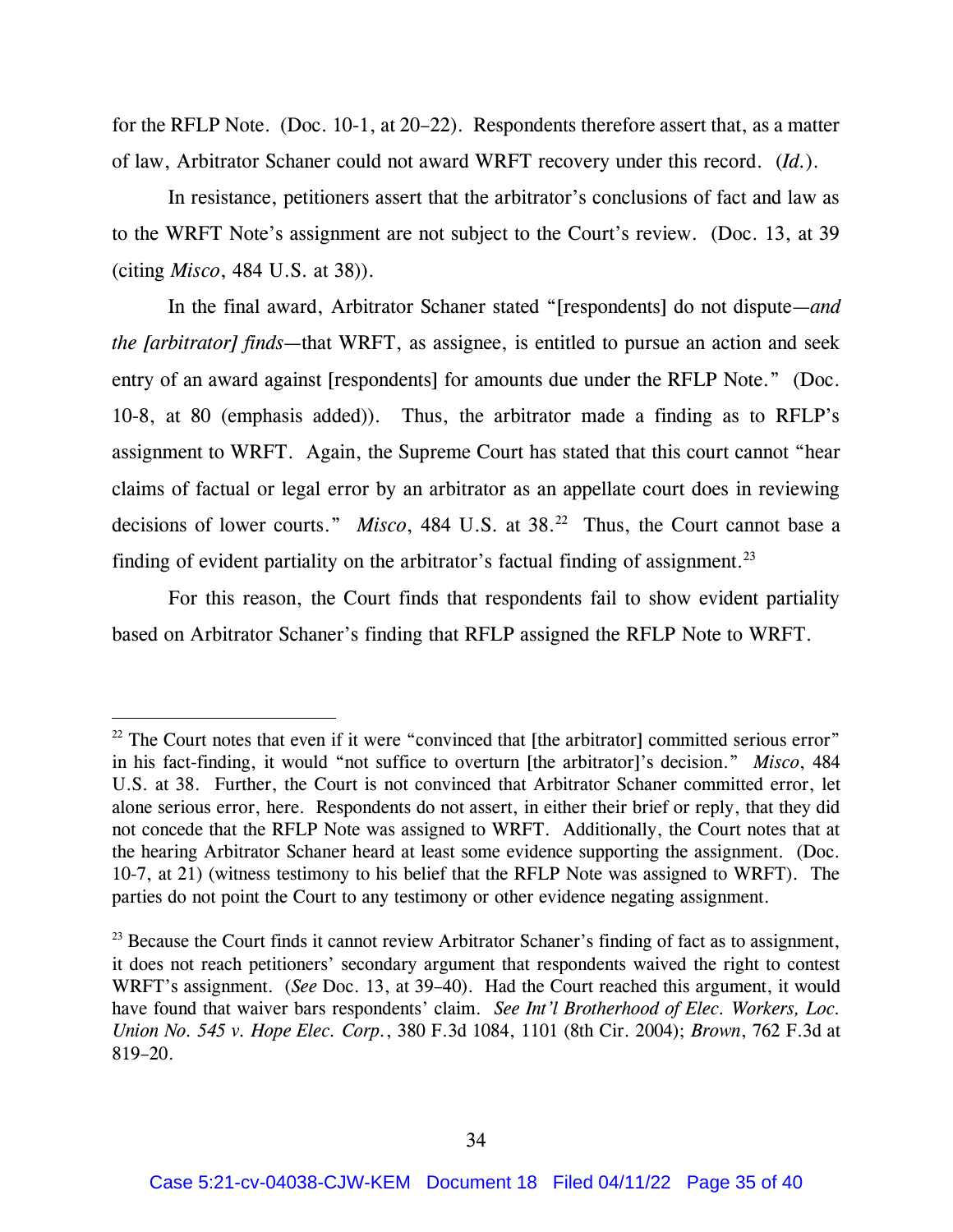for the RFLP Note. (Doc. 10-1, at 20–22). Respondents therefore assert that, as a matter of law, Arbitrator Schaner could not award WRFT recovery under this record. (*Id.*).

In resistance, petitioners assert that the arbitrator's conclusions of fact and law as to the WRFT Note's assignment are not subject to the Court's review. (Doc. 13, at 39 (citing *Misco*, 484 U.S. at 38)).

In the final award, Arbitrator Schaner stated "[respondents] do not dispute—*and the [arbitrator] finds*—that WRFT, as assignee, is entitled to pursue an action and seek entry of an award against [respondents] for amounts due under the RFLP Note." (Doc. 10-8, at 80 (emphasis added)). Thus, the arbitrator made a finding as to RFLP's assignment to WRFT. Again, the Supreme Court has stated that this court cannot "hear claims of factual or legal error by an arbitrator as an appellate court does in reviewing decisions of lower courts." *Misco*, 484 U.S. at 38.[22] Thus, the Court cannot base a finding of evident partiality on the arbitrator's factual finding of assignment.[23]

For this reason, the Court finds that respondents fail to show evident partiality based on Arbitrator Schaner's finding that RFLP assigned the RFLP Note to WRFT.

---

[22] The Court notes that even if it were "convinced that [the arbitrator] committed serious error" in his fact-finding, it would "not suffice to overturn [the arbitrator]'s decision." *Misco*, 484 U.S. at 38. Further, the Court is not convinced that Arbitrator Schaner committed error, let alone serious error, here. Respondents do not assert, in either their brief or reply, that they did not concede that the RFLP Note was assigned to WRFT. Additionally, the Court notes that at the hearing Arbitrator Schaner heard at least some evidence supporting the assignment. (Doc. 10-7, at 21) (witness testimony to his belief that the RFLP Note was assigned to WRFT). The parties do not point the Court to any testimony or other evidence negating assignment.

[23] Because the Court finds it cannot review Arbitrator Schaner's finding of fact as to assignment, it does not reach petitioners' secondary argument that respondents waived the right to contest WRFT's assignment. (*See* Doc. 13, at 39–40). Had the Court reached this argument, it would have found that waiver bars respondents' claim. *See Int'l Brotherhood of Elec. Workers, Loc. Union No. 545 v. Hope Elec. Corp.*, 380 F.3d 1084, 1101 (8th Cir. 2004); *Brown*, 762 F.3d at 819–20.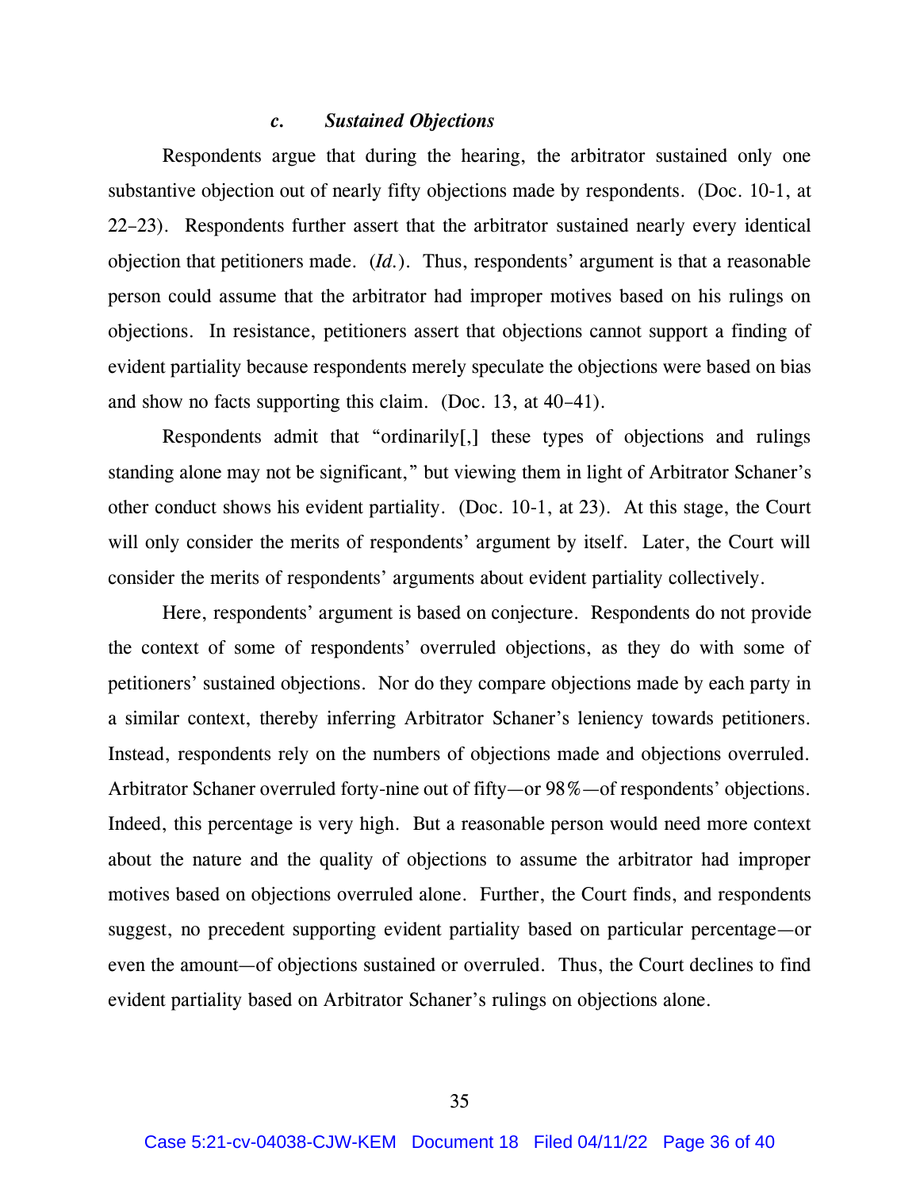### *c. Sustained Objections*

Respondents argue that during the hearing, the arbitrator sustained only one substantive objection out of nearly fifty objections made by respondents. (Doc. 10-1, at 22–23). Respondents further assert that the arbitrator sustained nearly every identical objection that petitioners made. (*Id.*). Thus, respondents' argument is that a reasonable person could assume that the arbitrator had improper motives based on his rulings on objections. In resistance, petitioners assert that objections cannot support a finding of evident partiality because respondents merely speculate the objections were based on bias and show no facts supporting this claim. (Doc. 13, at 40–41).

Respondents admit that "ordinarily[,] these types of objections and rulings standing alone may not be significant," but viewing them in light of Arbitrator Schaner's other conduct shows his evident partiality. (Doc. 10-1, at 23). At this stage, the Court will only consider the merits of respondents' argument by itself. Later, the Court will consider the merits of respondents' arguments about evident partiality collectively.

Here, respondents' argument is based on conjecture. Respondents do not provide the context of some of respondents' overruled objections, as they do with some of petitioners' sustained objections. Nor do they compare objections made by each party in a similar context, thereby inferring Arbitrator Schaner's leniency towards petitioners. Instead, respondents rely on the numbers of objections made and objections overruled. Arbitrator Schaner overruled forty-nine out of fifty—or 98%—of respondents' objections. Indeed, this percentage is very high. But a reasonable person would need more context about the nature and the quality of objections to assume the arbitrator had improper motives based on objections overruled alone. Further, the Court finds, and respondents suggest, no precedent supporting evident partiality based on particular percentage—or even the amount—of objections sustained or overruled. Thus, the Court declines to find evident partiality based on Arbitrator Schaner's rulings on objections alone.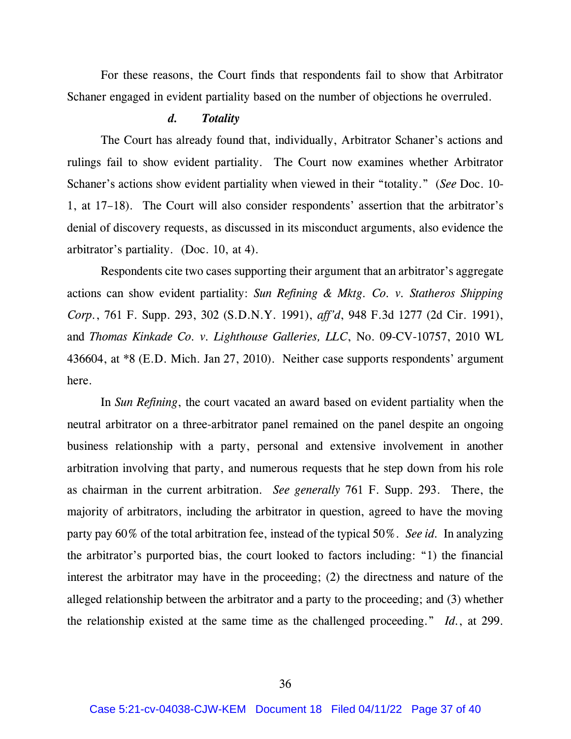For these reasons, the Court finds that respondents fail to show that Arbitrator Schaner engaged in evident partiality based on the number of objections he overruled.

### *d. Totality*

The Court has already found that, individually, Arbitrator Schaner's actions and rulings fail to show evident partiality. The Court now examines whether Arbitrator Schaner's actions show evident partiality when viewed in their "totality." (*See* Doc. 10-1, at 17–18). The Court will also consider respondents' assertion that the arbitrator's denial of discovery requests, as discussed in its misconduct arguments, also evidence the arbitrator's partiality. (Doc. 10, at 4).

Respondents cite two cases supporting their argument that an arbitrator's aggregate actions can show evident partiality: *Sun Refining & Mktg. Co. v. Statheros Shipping Corp.*, 761 F. Supp. 293, 302 (S.D.N.Y. 1991), *aff'd*, 948 F.3d 1277 (2d Cir. 1991), and *Thomas Kinkade Co. v. Lighthouse Galleries, LLC*, No. 09-CV-10757, 2010 WL 436604, at *8 (E.D. Mich. Jan 27, 2010). Neither case supports respondents' argument here.

In *Sun Refining*, the court vacated an award based on evident partiality when the neutral arbitrator on a three-arbitrator panel remained on the panel despite an ongoing business relationship with a party, personal and extensive involvement in another arbitration involving that party, and numerous requests that he step down from his role as chairman in the current arbitration. *See generally* 761 F. Supp. 293. There, the majority of arbitrators, including the arbitrator in question, agreed to have the moving party pay 60% of the total arbitration fee, instead of the typical 50%. *See id.* In analyzing the arbitrator's purported bias, the court looked to factors including: "1) the financial interest the arbitrator may have in the proceeding; (2) the directness and nature of the alleged relationship between the arbitrator and a party to the proceeding; and (3) whether the relationship existed at the same time as the challenged proceeding." *Id.*, at 299.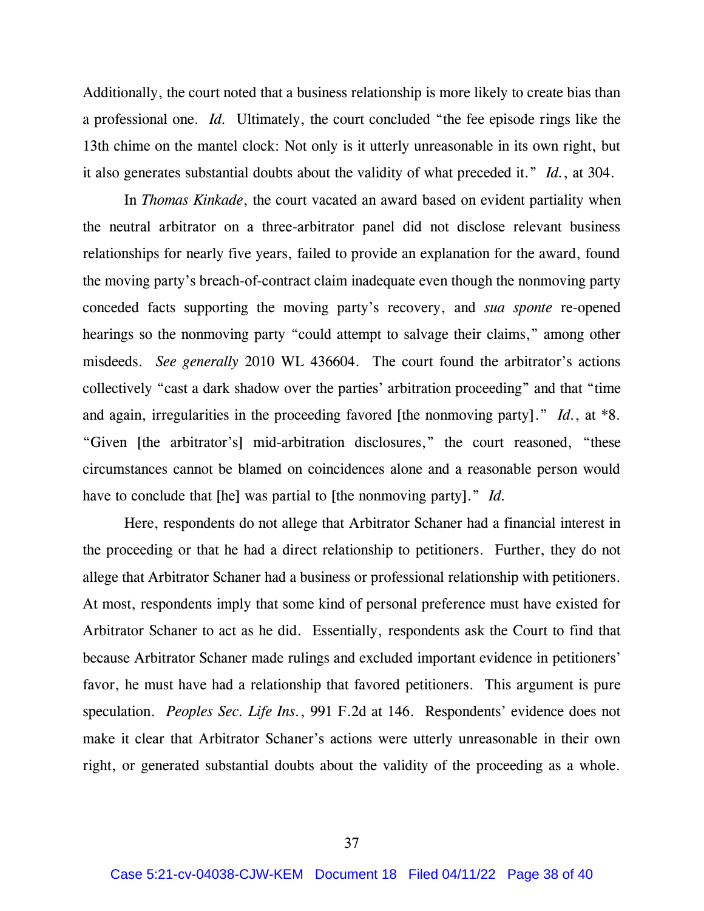Additionally, the court noted that a business relationship is more likely to create bias than a professional one. *Id.* Ultimately, the court concluded "the fee episode rings like the 13th chime on the mantel clock: Not only is it utterly unreasonable in its own right, but it also generates substantial doubts about the validity of what preceded it." *Id.*, at 304.

In *Thomas Kinkade*, the court vacated an award based on evident partiality when the neutral arbitrator on a three-arbitrator panel did not disclose relevant business relationships for nearly five years, failed to provide an explanation for the award, found the moving party's breach-of-contract claim inadequate even though the nonmoving party conceded facts supporting the moving party's recovery, and *sua sponte* re-opened hearings so the nonmoving party "could attempt to salvage their claims," among other misdeeds. *See generally* 2010 WL 436604. The court found the arbitrator's actions collectively "cast a dark shadow over the parties' arbitration proceeding" and that "time and again, irregularities in the proceeding favored [the nonmoving party]." *Id.*, at *8. "Given [the arbitrator's] mid-arbitration disclosures," the court reasoned, "these circumstances cannot be blamed on coincidences alone and a reasonable person would have to conclude that [he] was partial to [the nonmoving party]." *Id.*

Here, respondents do not allege that Arbitrator Schaner had a financial interest in the proceeding or that he had a direct relationship to petitioners. Further, they do not allege that Arbitrator Schaner had a business or professional relationship with petitioners. At most, respondents imply that some kind of personal preference must have existed for Arbitrator Schaner to act as he did. Essentially, respondents ask the Court to find that because Arbitrator Schaner made rulings and excluded important evidence in petitioners' favor, he must have had a relationship that favored petitioners. This argument is pure speculation. *Peoples Sec. Life Ins.*, 991 F.2d at 146. Respondents' evidence does not make it clear that Arbitrator Schaner's actions were utterly unreasonable in their own right, or generated substantial doubts about the validity of the proceeding as a whole.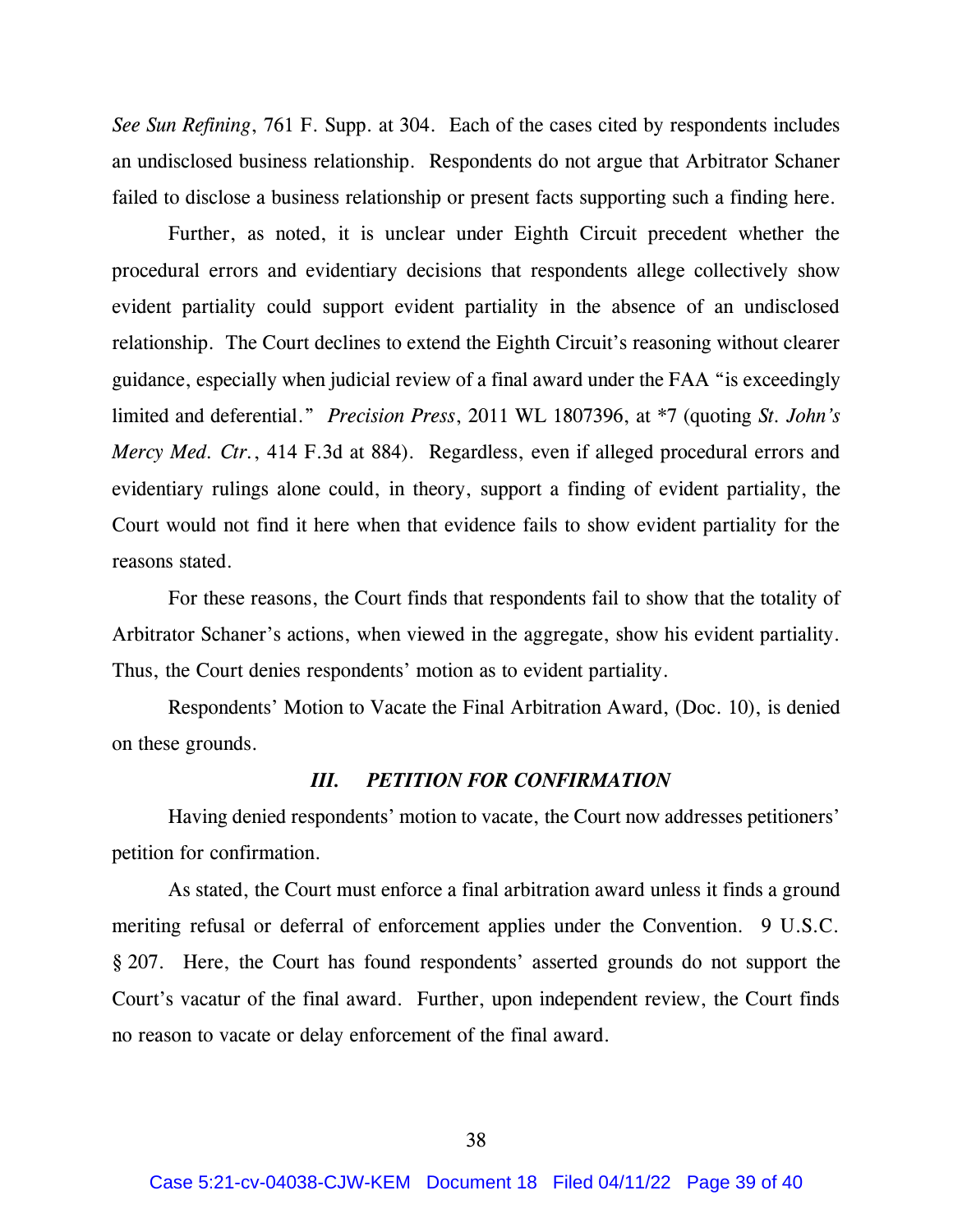*See Sun Refining*, 761 F. Supp. at 304. Each of the cases cited by respondents includes an undisclosed business relationship. Respondents do not argue that Arbitrator Schaner failed to disclose a business relationship or present facts supporting such a finding here.

Further, as noted, it is unclear under Eighth Circuit precedent whether the procedural errors and evidentiary decisions that respondents allege collectively show evident partiality could support evident partiality in the absence of an undisclosed relationship. The Court declines to extend the Eighth Circuit's reasoning without clearer guidance, especially when judicial review of a final award under the FAA "is exceedingly limited and deferential." *Precision Press*, 2011 WL 1807396, at *7 (quoting *St. John's Mercy Med. Ctr.*, 414 F.3d at 884). Regardless, even if alleged procedural errors and evidentiary rulings alone could, in theory, support a finding of evident partiality, the Court would not find it here when that evidence fails to show evident partiality for the reasons stated.

For these reasons, the Court finds that respondents fail to show that the totality of Arbitrator Schaner's actions, when viewed in the aggregate, show his evident partiality. Thus, the Court denies respondents' motion as to evident partiality.

Respondents' Motion to Vacate the Final Arbitration Award, (Doc. 10), is denied on these grounds.

### *III. PETITION FOR CONFIRMATION*

Having denied respondents' motion to vacate, the Court now addresses petitioners' petition for confirmation.

As stated, the Court must enforce a final arbitration award unless it finds a ground meriting refusal or deferral of enforcement applies under the Convention. 9 U.S.C. § 207. Here, the Court has found respondents' asserted grounds do not support the Court's vacatur of the final award. Further, upon independent review, the Court finds no reason to vacate or delay enforcement of the final award.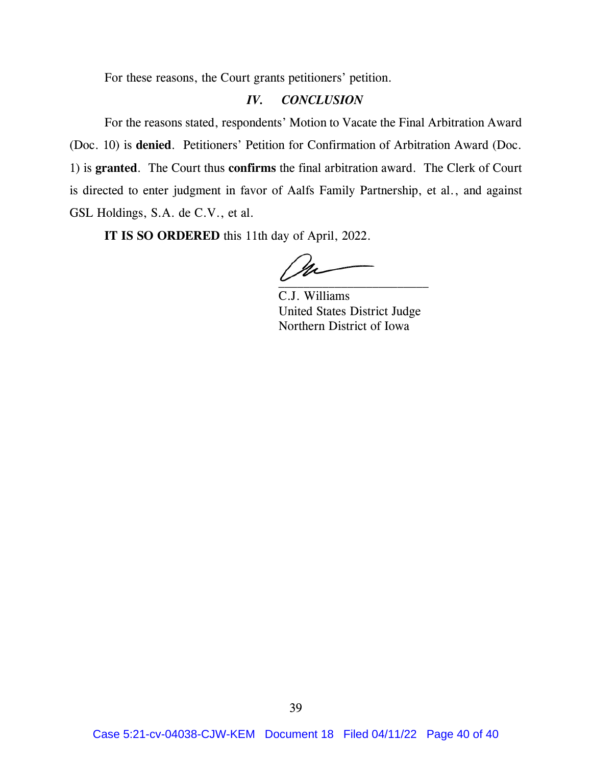For these reasons, the Court grants petitioners' petition.

### *IV. CONCLUSION*

For the reasons stated, respondents' Motion to Vacate the Final Arbitration Award (Doc. 10) is **denied**. Petitioners' Petition for Confirmation of Arbitration Award (Doc. 1) is **granted**. The Court thus **confirms** the final arbitration award. The Clerk of Court is directed to enter judgment in favor of Aalfs Family Partnership, et al., and against GSL Holdings, S.A. de C.V., et al.

**IT IS SO ORDERED** this 11th day of April, 2022.

______________________
C.J. Williams
United States District Judge
Northern District of Iowa